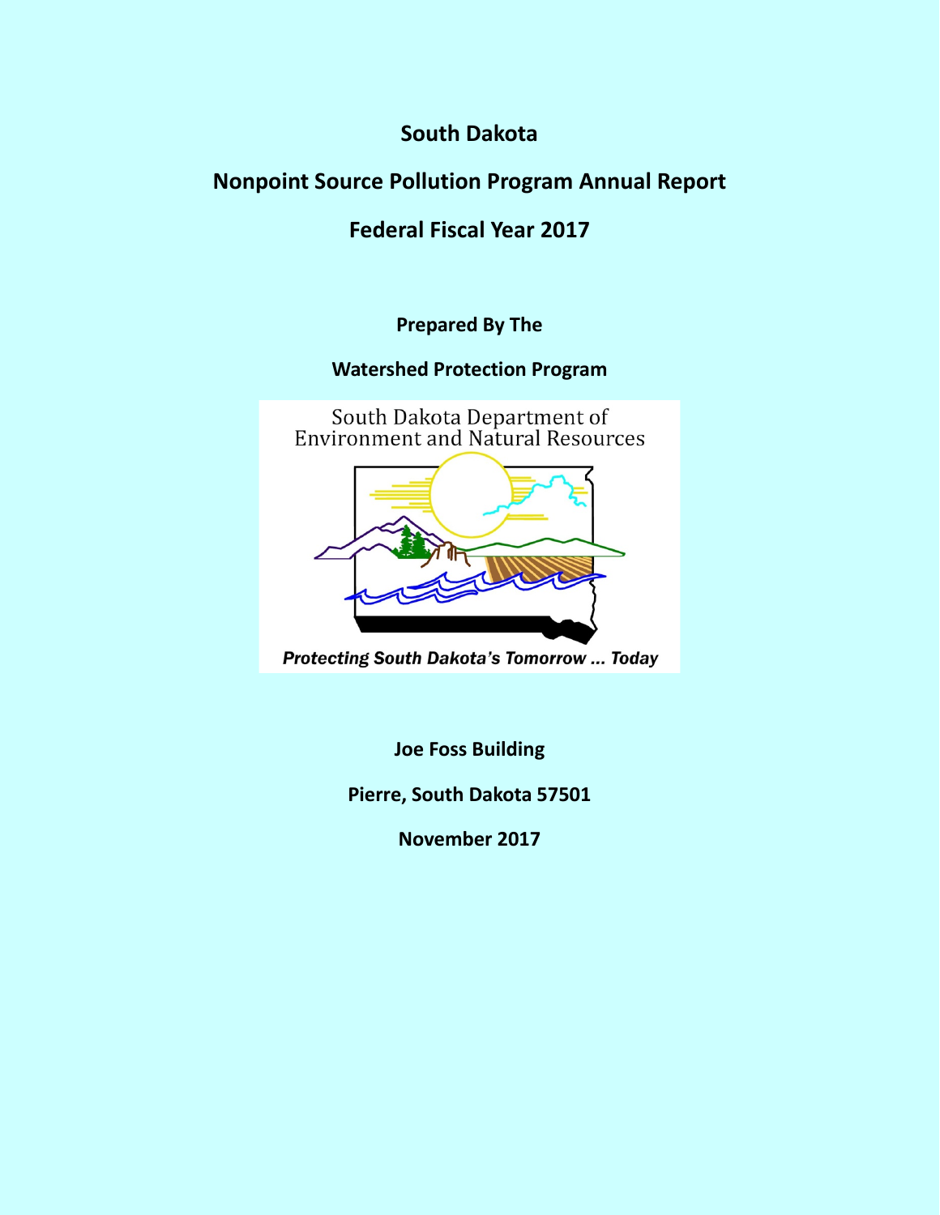# South Dakota

# Nonpoint Source Pollution Program Annual Report

# Federal Fiscal Year 2017

**Prepared By The**

**Watershed Protection Program**

South Dakota Department of Environment and Natural Resources

*Protecting South Dakota's Tomorrow ... Today*

**Joe Foss Building**

**Pierre, South Dakota 57501**

**November 2017**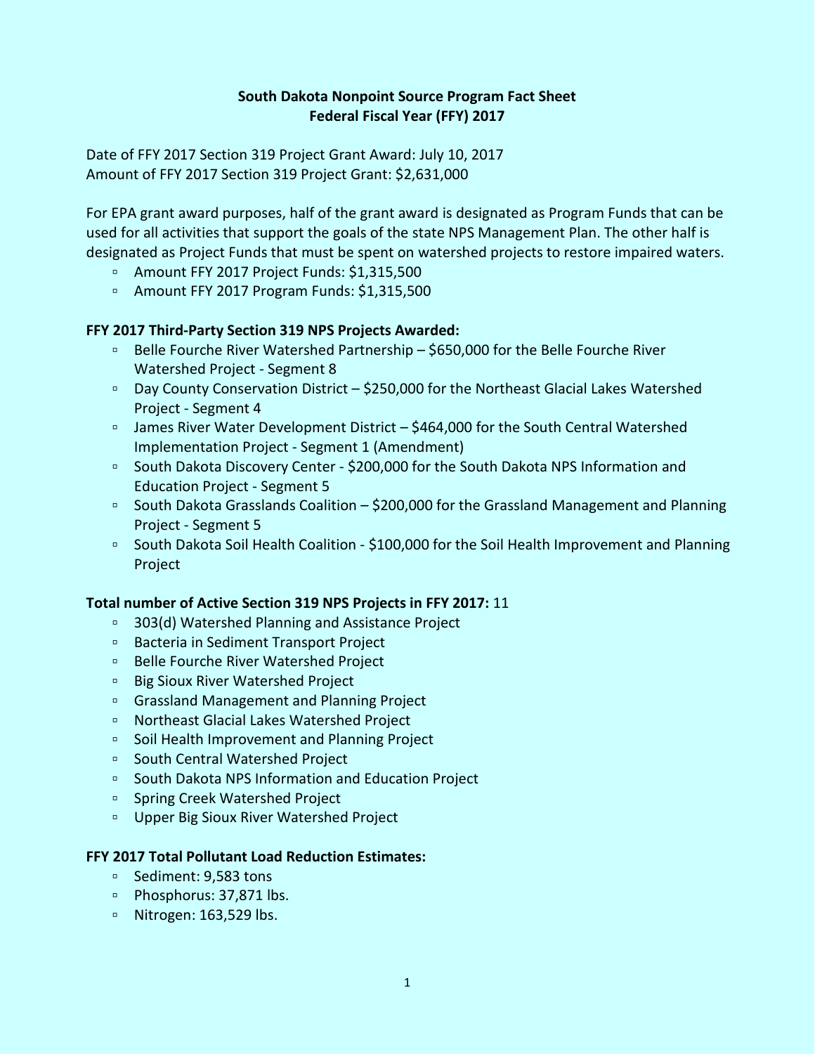# South Dakota Nonpoint Source Program Fact Sheet
## Federal Fiscal Year (FFY) 2017

Date of FFY 2017 Section 319 Project Grant Award: July 10, 2017
Amount of FFY 2017 Section 319 Project Grant: $2,631,000

For EPA grant award purposes, half of the grant award is designated as Program Funds that can be used for all activities that support the goals of the state NPS Management Plan. The other half is designated as Project Funds that must be spent on watershed projects to restore impaired waters.

- Amount FFY 2017 Project Funds: $1,315,500
- Amount FFY 2017 Program Funds: $1,315,500

**FFY 2017 Third-Party Section 319 NPS Projects Awarded:**

- Belle Fourche River Watershed Partnership – $650,000 for the Belle Fourche River Watershed Project - Segment 8
- Day County Conservation District – $250,000 for the Northeast Glacial Lakes Watershed Project - Segment 4
- James River Water Development District – $464,000 for the South Central Watershed Implementation Project - Segment 1 (Amendment)
- South Dakota Discovery Center - $200,000 for the South Dakota NPS Information and Education Project - Segment 5
- South Dakota Grasslands Coalition – $200,000 for the Grassland Management and Planning Project - Segment 5
- South Dakota Soil Health Coalition - $100,000 for the Soil Health Improvement and Planning Project

**Total number of Active Section 319 NPS Projects in FFY 2017:** 11

- 303(d) Watershed Planning and Assistance Project
- Bacteria in Sediment Transport Project
- Belle Fourche River Watershed Project
- Big Sioux River Watershed Project
- Grassland Management and Planning Project
- Northeast Glacial Lakes Watershed Project
- Soil Health Improvement and Planning Project
- South Central Watershed Project
- South Dakota NPS Information and Education Project
- Spring Creek Watershed Project
- Upper Big Sioux River Watershed Project

**FFY 2017 Total Pollutant Load Reduction Estimates:**

- Sediment: 9,583 tons
- Phosphorus: 37,871 lbs.
- Nitrogen: 163,529 lbs.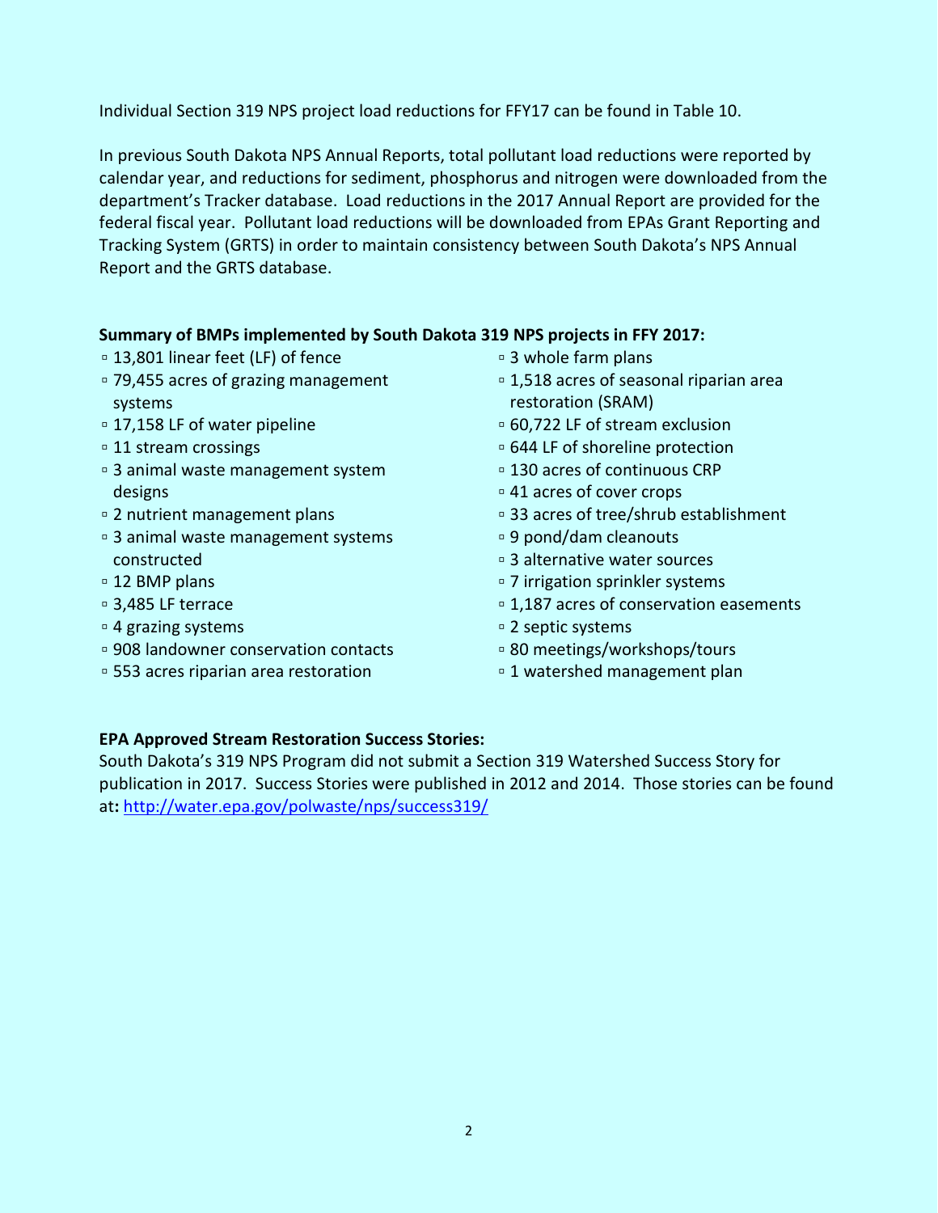Individual Section 319 NPS project load reductions for FFY17 can be found in Table 10.

In previous South Dakota NPS Annual Reports, total pollutant load reductions were reported by calendar year, and reductions for sediment, phosphorus and nitrogen were downloaded from the department's Tracker database. Load reductions in the 2017 Annual Report are provided for the federal fiscal year. Pollutant load reductions will be downloaded from EPAs Grant Reporting and Tracking System (GRTS) in order to maintain consistency between South Dakota's NPS Annual Report and the GRTS database.

**Summary of BMPs implemented by South Dakota 319 NPS projects in FFY 2017:**

- 13,801 linear feet (LF) of fence
- 79,455 acres of grazing management systems
- 17,158 LF of water pipeline
- 11 stream crossings
- 3 animal waste management system designs
- 2 nutrient management plans
- 3 animal waste management systems constructed
- 12 BMP plans
- 3,485 LF terrace
- 4 grazing systems
- 908 landowner conservation contacts
- 553 acres riparian area restoration
- 3 whole farm plans
- 1,518 acres of seasonal riparian area restoration (SRAM)
- 60,722 LF of stream exclusion
- 644 LF of shoreline protection
- 130 acres of continuous CRP
- 41 acres of cover crops
- 33 acres of tree/shrub establishment
- 9 pond/dam cleanouts
- 3 alternative water sources
- 7 irrigation sprinkler systems
- 1,187 acres of conservation easements
- 2 septic systems
- 80 meetings/workshops/tours
- 1 watershed management plan

**EPA Approved Stream Restoration Success Stories:**

South Dakota's 319 NPS Program did not submit a Section 319 Watershed Success Story for publication in 2017. Success Stories were published in 2012 and 2014. Those stories can be found at: http://water.epa.gov/polwaste/nps/success319/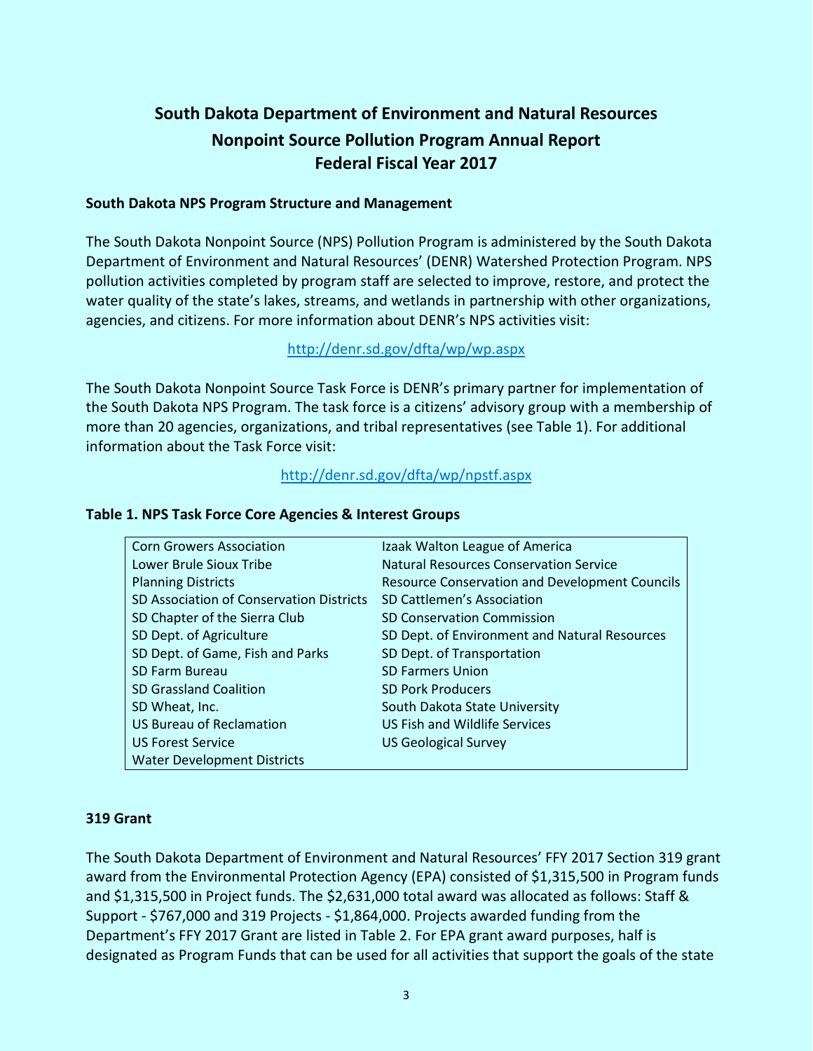# South Dakota Department of Environment and Natural Resources
# Nonpoint Source Pollution Program Annual Report
# Federal Fiscal Year 2017

## South Dakota NPS Program Structure and Management

The South Dakota Nonpoint Source (NPS) Pollution Program is administered by the South Dakota Department of Environment and Natural Resources' (DENR) Watershed Protection Program. NPS pollution activities completed by program staff are selected to improve, restore, and protect the water quality of the state's lakes, streams, and wetlands in partnership with other organizations, agencies, and citizens. For more information about DENR's NPS activities visit:

http://denr.sd.gov/dfta/wp/wp.aspx

The South Dakota Nonpoint Source Task Force is DENR's primary partner for implementation of the South Dakota NPS Program. The task force is a citizens' advisory group with a membership of more than 20 agencies, organizations, and tribal representatives (see Table 1). For additional information about the Task Force visit:

http://denr.sd.gov/dfta/wp/npstf.aspx

**Table 1. NPS Task Force Core Agencies & Interest Groups**

| | |
|---|---|
| Corn Growers Association | Izaak Walton League of America |
| Lower Brule Sioux Tribe | Natural Resources Conservation Service |
| Planning Districts | Resource Conservation and Development Councils |
| SD Association of Conservation Districts | SD Cattlemen's Association |
| SD Chapter of the Sierra Club | SD Conservation Commission |
| SD Dept. of Agriculture | SD Dept. of Environment and Natural Resources |
| SD Dept. of Game, Fish and Parks | SD Dept. of Transportation |
| SD Farm Bureau | SD Farmers Union |
| SD Grassland Coalition | SD Pork Producers |
| SD Wheat, Inc. | South Dakota State University |
| US Bureau of Reclamation | US Fish and Wildlife Services |
| US Forest Service | US Geological Survey |
| Water Development Districts | |

## 319 Grant

The South Dakota Department of Environment and Natural Resources' FFY 2017 Section 319 grant award from the Environmental Protection Agency (EPA) consisted of $1,315,500 in Program funds and $1,315,500 in Project funds. The $2,631,000 total award was allocated as follows: Staff & Support - $767,000 and 319 Projects - $1,864,000. Projects awarded funding from the Department's FFY 2017 Grant are listed in Table 2. For EPA grant award purposes, half is designated as Program Funds that can be used for all activities that support the goals of the state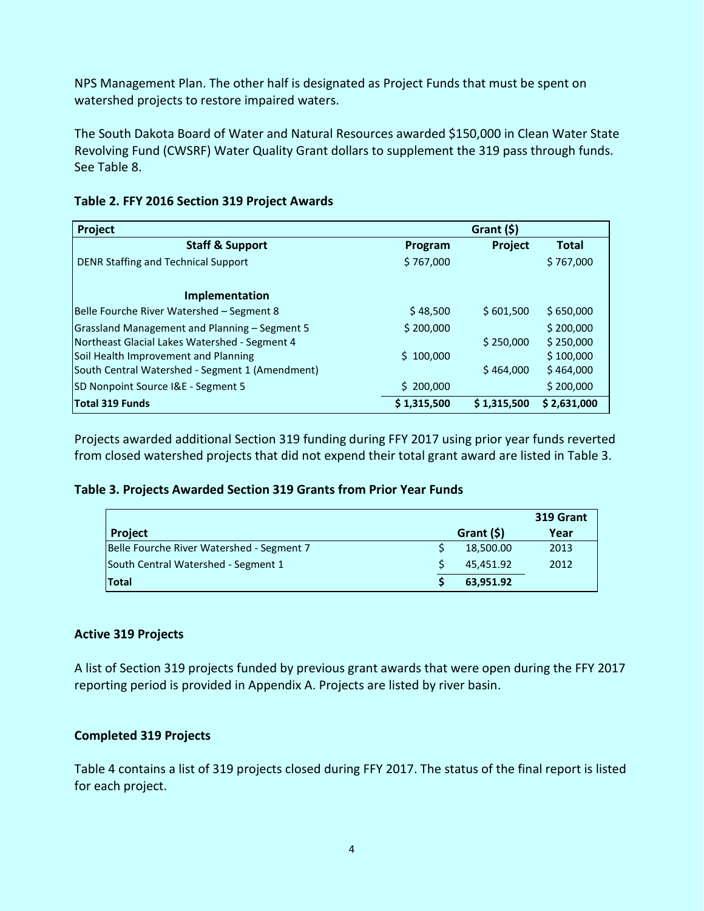NPS Management Plan. The other half is designated as Project Funds that must be spent on watershed projects to restore impaired waters.

The South Dakota Board of Water and Natural Resources awarded $150,000 in Clean Water State Revolving Fund (CWSRF) Water Quality Grant dollars to supplement the 319 pass through funds. See Table 8.

**Table 2. FFY 2016 Section 319 Project Awards**

| Project | Grant ($) | | |
|---|---|---|---|
| **Staff & Support** | **Program** | **Project** | **Total** |
| DENR Staffing and Technical Support | $ 767,000 | | $ 767,000 |
| **Implementation** | | | |
| Belle Fourche River Watershed – Segment 8 | $ 48,500 | $ 601,500 | $ 650,000 |
| Grassland Management and Planning – Segment 5 | $ 200,000 | | $ 200,000 |
| Northeast Glacial Lakes Watershed - Segment 4 | | $ 250,000 | $ 250,000 |
| Soil Health Improvement and Planning | $ 100,000 | | $ 100,000 |
| South Central Watershed - Segment 1 (Amendment) | | $ 464,000 | $ 464,000 |
| SD Nonpoint Source I&E - Segment 5 | $ 200,000 | | $ 200,000 |
| **Total 319 Funds** | **$ 1,315,500** | **$ 1,315,500** | **$ 2,631,000** |

Projects awarded additional Section 319 funding during FFY 2017 using prior year funds reverted from closed watershed projects that did not expend their total grant award are listed in Table 3.

**Table 3. Projects Awarded Section 319 Grants from Prior Year Funds**

| Project | Grant ($) | 319 Grant Year |
|---|---|---|
| Belle Fourche River Watershed - Segment 7 | $ 18,500.00 | 2013 |
| South Central Watershed - Segment 1 | $ 45,451.92 | 2012 |
| **Total** | **$ 63,951.92** | |

### Active 319 Projects

A list of Section 319 projects funded by previous grant awards that were open during the FFY 2017 reporting period is provided in Appendix A. Projects are listed by river basin.

### Completed 319 Projects

Table 4 contains a list of 319 projects closed during FFY 2017. The status of the final report is listed for each project.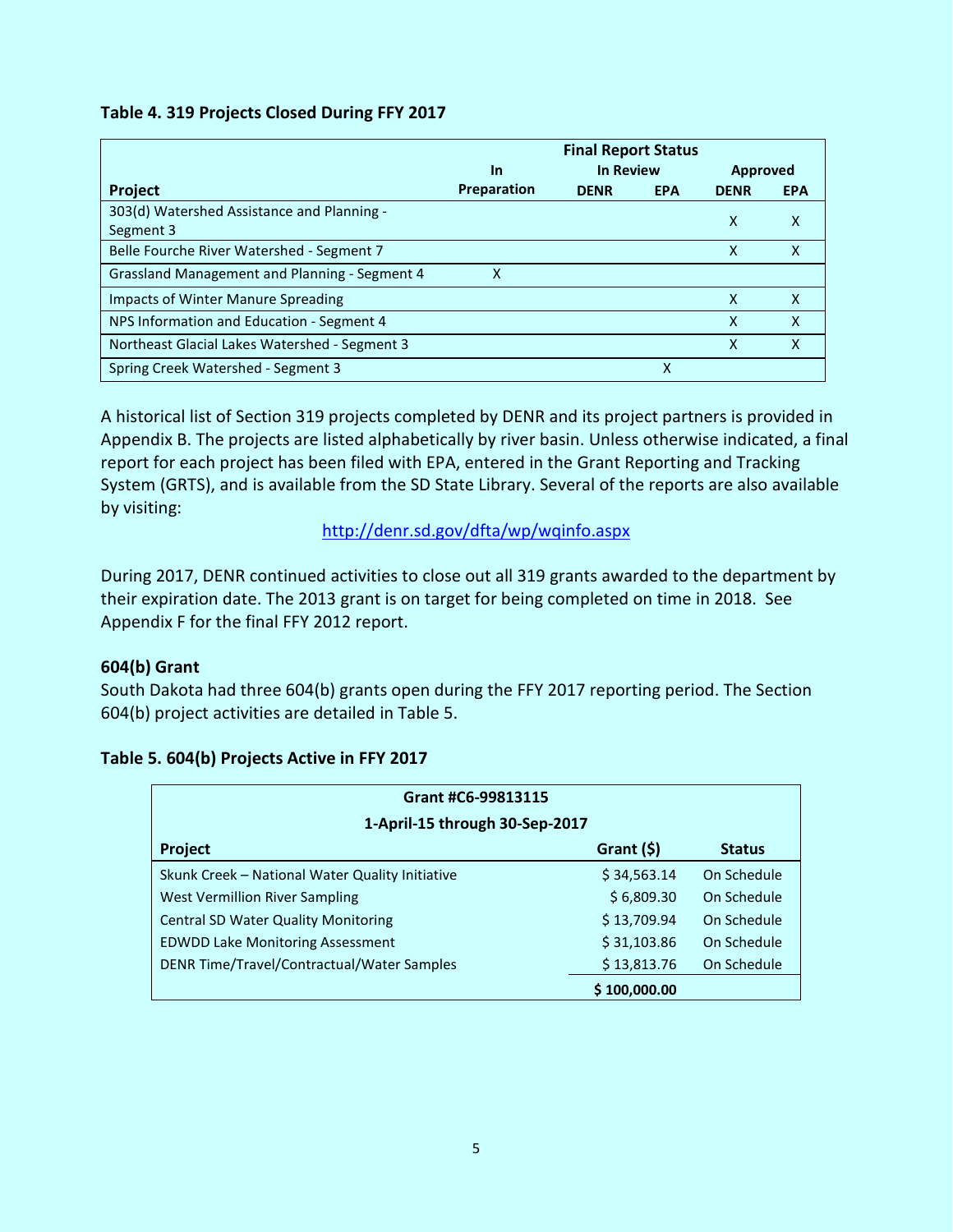**Table 4. 319 Projects Closed During FFY 2017**

| Project | In Preparation | In Review DENR | In Review EPA | Approved DENR | Approved EPA |
|---|---|---|---|---|---|
| 303(d) Watershed Assistance and Planning - Segment 3 | | | | X | X |
| Belle Fourche River Watershed - Segment 7 | | | | X | X |
| Grassland Management and Planning - Segment 4 | X | | | | |
| Impacts of Winter Manure Spreading | | | | X | X |
| NPS Information and Education - Segment 4 | | | | X | X |
| Northeast Glacial Lakes Watershed - Segment 3 | | | | X | X |
| Spring Creek Watershed - Segment 3 | | | X | | |

A historical list of Section 319 projects completed by DENR and its project partners is provided in Appendix B. The projects are listed alphabetically by river basin. Unless otherwise indicated, a final report for each project has been filed with EPA, entered in the Grant Reporting and Tracking System (GRTS), and is available from the SD State Library. Several of the reports are also available by visiting:

http://denr.sd.gov/dfta/wp/wqinfo.aspx

During 2017, DENR continued activities to close out all 319 grants awarded to the department by their expiration date. The 2013 grant is on target for being completed on time in 2018. See Appendix F for the final FFY 2012 report.

### 604(b) Grant

South Dakota had three 604(b) grants open during the FFY 2017 reporting period. The Section 604(b) project activities are detailed in Table 5.

**Table 5. 604(b) Projects Active in FFY 2017**

| Grant #C6-99813115 | | |
|---|---|---|
| 1-April-15 through 30-Sep-2017 | | |
| **Project** | **Grant ($)** | **Status** |
| Skunk Creek – National Water Quality Initiative | $ 34,563.14 | On Schedule |
| West Vermillion River Sampling | $ 6,809.30 | On Schedule |
| Central SD Water Quality Monitoring | $ 13,709.94 | On Schedule |
| EDWDD Lake Monitoring Assessment | $ 31,103.86 | On Schedule |
| DENR Time/Travel/Contractual/Water Samples | $ 13,813.76 | On Schedule |
| | **$ 100,000.00** | |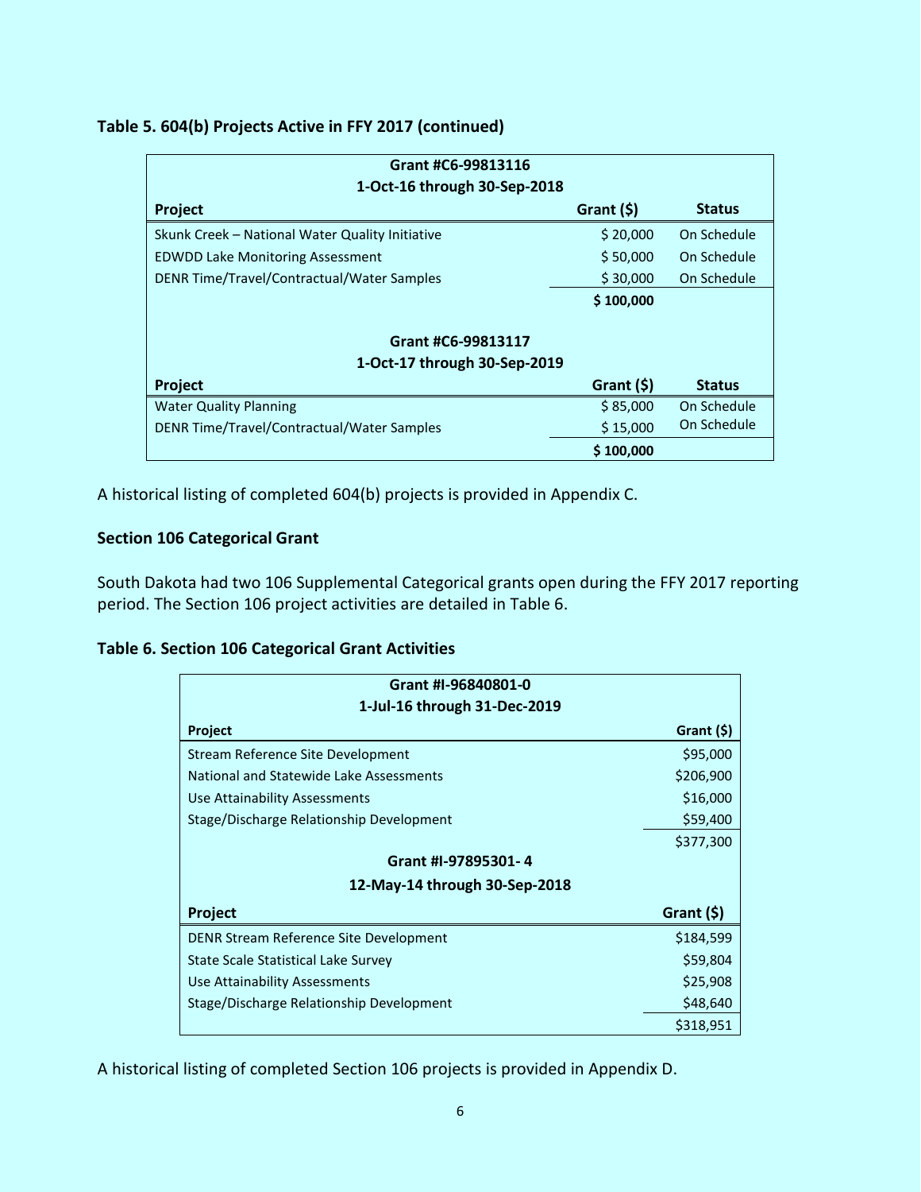**Table 5. 604(b) Projects Active in FFY 2017 (continued)**

| Grant #C6-99813116<br>1-Oct-16 through 30-Sep-2018 | | |
|---|---|---|
| **Project** | **Grant ($)** | **Status** |
| Skunk Creek – National Water Quality Initiative | $ 20,000 | On Schedule |
| EDWDD Lake Monitoring Assessment | $ 50,000 | On Schedule |
| DENR Time/Travel/Contractual/Water Samples | $ 30,000 | On Schedule |
| | **$ 100,000** | |

| Grant #C6-99813117<br>1-Oct-17 through 30-Sep-2019 | | |
|---|---|---|
| **Project** | **Grant ($)** | **Status** |
| Water Quality Planning | $ 85,000 | On Schedule |
| DENR Time/Travel/Contractual/Water Samples | $ 15,000 | On Schedule |
| | **$ 100,000** | |

A historical listing of completed 604(b) projects is provided in Appendix C.

**Section 106 Categorical Grant**

South Dakota had two 106 Supplemental Categorical grants open during the FFY 2017 reporting period. The Section 106 project activities are detailed in Table 6.

**Table 6. Section 106 Categorical Grant Activities**

| Grant #I-96840801-0<br>1-Jul-16 through 31-Dec-2019 | |
|---|---|
| **Project** | **Grant ($)** |
| Stream Reference Site Development | $95,000 |
| National and Statewide Lake Assessments | $206,900 |
| Use Attainability Assessments | $16,000 |
| Stage/Discharge Relationship Development | $59,400 |
| | $377,300 |

| Grant #I-97895301- 4<br>12-May-14 through 30-Sep-2018 | |
|---|---|
| **Project** | **Grant ($)** |
| DENR Stream Reference Site Development | $184,599 |
| State Scale Statistical Lake Survey | $59,804 |
| Use Attainability Assessments | $25,908 |
| Stage/Discharge Relationship Development | $48,640 |
| | $318,951 |

A historical listing of completed Section 106 projects is provided in Appendix D.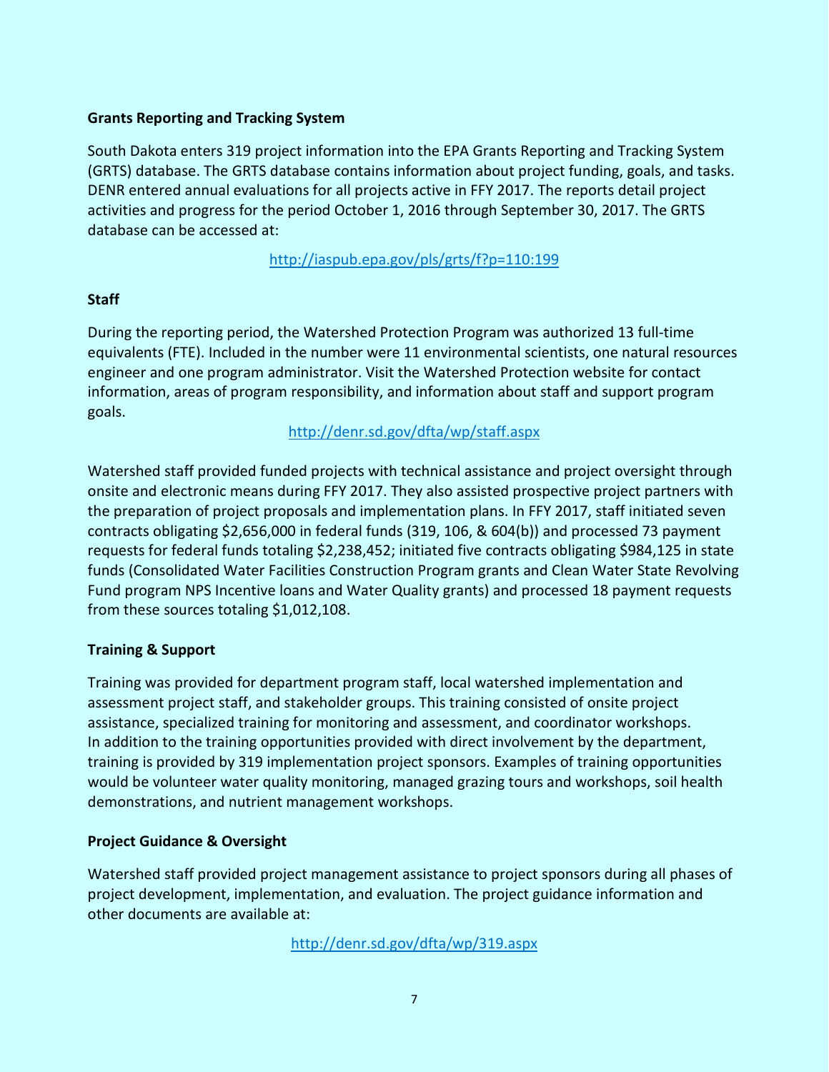**Grants Reporting and Tracking System**

South Dakota enters 319 project information into the EPA Grants Reporting and Tracking System (GRTS) database. The GRTS database contains information about project funding, goals, and tasks. DENR entered annual evaluations for all projects active in FFY 2017. The reports detail project activities and progress for the period October 1, 2016 through September 30, 2017. The GRTS database can be accessed at:

http://iaspub.epa.gov/pls/grts/f?p=110:199

**Staff**

During the reporting period, the Watershed Protection Program was authorized 13 full-time equivalents (FTE). Included in the number were 11 environmental scientists, one natural resources engineer and one program administrator. Visit the Watershed Protection website for contact information, areas of program responsibility, and information about staff and support program goals.

http://denr.sd.gov/dfta/wp/staff.aspx

Watershed staff provided funded projects with technical assistance and project oversight through onsite and electronic means during FFY 2017. They also assisted prospective project partners with the preparation of project proposals and implementation plans. In FFY 2017, staff initiated seven contracts obligating $2,656,000 in federal funds (319, 106, & 604(b)) and processed 73 payment requests for federal funds totaling $2,238,452; initiated five contracts obligating $984,125 in state funds (Consolidated Water Facilities Construction Program grants and Clean Water State Revolving Fund program NPS Incentive loans and Water Quality grants) and processed 18 payment requests from these sources totaling $1,012,108.

**Training & Support**

Training was provided for department program staff, local watershed implementation and assessment project staff, and stakeholder groups. This training consisted of onsite project assistance, specialized training for monitoring and assessment, and coordinator workshops. In addition to the training opportunities provided with direct involvement by the department, training is provided by 319 implementation project sponsors. Examples of training opportunities would be volunteer water quality monitoring, managed grazing tours and workshops, soil health demonstrations, and nutrient management workshops.

**Project Guidance & Oversight**

Watershed staff provided project management assistance to project sponsors during all phases of project development, implementation, and evaluation. The project guidance information and other documents are available at:

http://denr.sd.gov/dfta/wp/319.aspx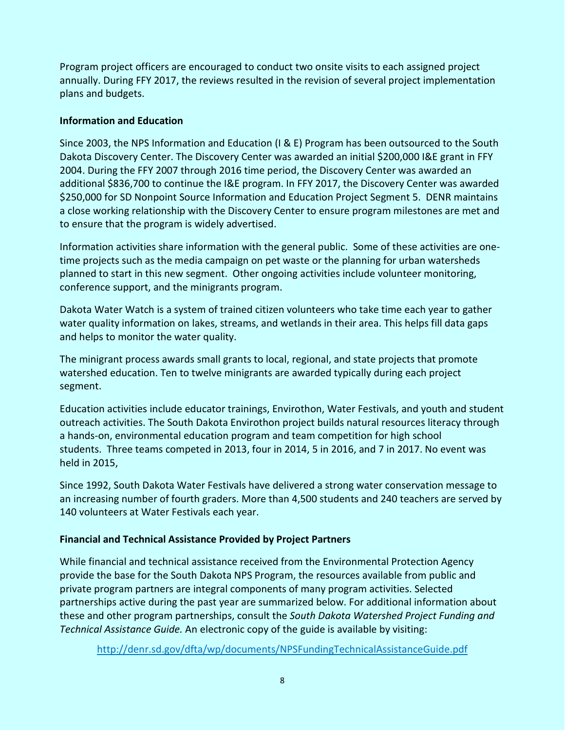Program project officers are encouraged to conduct two onsite visits to each assigned project annually. During FFY 2017, the reviews resulted in the revision of several project implementation plans and budgets.

### Information and Education

Since 2003, the NPS Information and Education (I & E) Program has been outsourced to the South Dakota Discovery Center. The Discovery Center was awarded an initial $200,000 I&E grant in FFY 2004. During the FFY 2007 through 2016 time period, the Discovery Center was awarded an additional $836,700 to continue the I&E program. In FFY 2017, the Discovery Center was awarded $250,000 for SD Nonpoint Source Information and Education Project Segment 5. DENR maintains a close working relationship with the Discovery Center to ensure program milestones are met and to ensure that the program is widely advertised.

Information activities share information with the general public. Some of these activities are one-time projects such as the media campaign on pet waste or the planning for urban watersheds planned to start in this new segment. Other ongoing activities include volunteer monitoring, conference support, and the minigrants program.

Dakota Water Watch is a system of trained citizen volunteers who take time each year to gather water quality information on lakes, streams, and wetlands in their area. This helps fill data gaps and helps to monitor the water quality.

The minigrant process awards small grants to local, regional, and state projects that promote watershed education. Ten to twelve minigrants are awarded typically during each project segment.

Education activities include educator trainings, Envirothon, Water Festivals, and youth and student outreach activities. The South Dakota Envirothon project builds natural resources literacy through a hands-on, environmental education program and team competition for high school students. Three teams competed in 2013, four in 2014, 5 in 2016, and 7 in 2017. No event was held in 2015,

Since 1992, South Dakota Water Festivals have delivered a strong water conservation message to an increasing number of fourth graders. More than 4,500 students and 240 teachers are served by 140 volunteers at Water Festivals each year.

### Financial and Technical Assistance Provided by Project Partners

While financial and technical assistance received from the Environmental Protection Agency provide the base for the South Dakota NPS Program, the resources available from public and private program partners are integral components of many program activities. Selected partnerships active during the past year are summarized below. For additional information about these and other program partnerships, consult the *South Dakota Watershed Project Funding and Technical Assistance Guide.* An electronic copy of the guide is available by visiting:

http://denr.sd.gov/dfta/wp/documents/NPSFundingTechnicalAssistanceGuide.pdf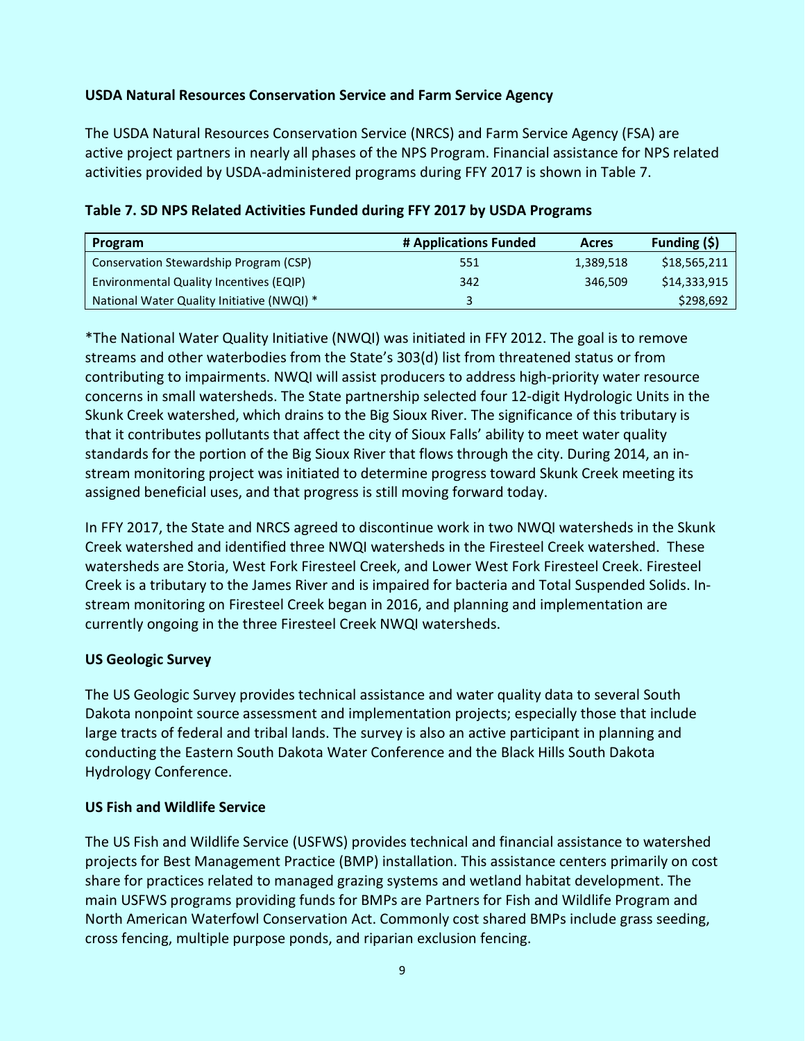## USDA Natural Resources Conservation Service and Farm Service Agency

The USDA Natural Resources Conservation Service (NRCS) and Farm Service Agency (FSA) are active project partners in nearly all phases of the NPS Program. Financial assistance for NPS related activities provided by USDA-administered programs during FFY 2017 is shown in Table 7.

**Table 7. SD NPS Related Activities Funded during FFY 2017 by USDA Programs**

| Program | # Applications Funded | Acres | Funding ($) |
|---|---|---|---|
| Conservation Stewardship Program (CSP) | 551 | 1,389,518 | $18,565,211 |
| Environmental Quality Incentives (EQIP) | 342 | 346,509 | $14,333,915 |
| National Water Quality Initiative (NWQI) * | 3 | | $298,692 |

*The National Water Quality Initiative (NWQI) was initiated in FFY 2012. The goal is to remove streams and other waterbodies from the State's 303(d) list from threatened status or from contributing to impairments. NWQI will assist producers to address high-priority water resource concerns in small watersheds. The State partnership selected four 12-digit Hydrologic Units in the Skunk Creek watershed, which drains to the Big Sioux River. The significance of this tributary is that it contributes pollutants that affect the city of Sioux Falls' ability to meet water quality standards for the portion of the Big Sioux River that flows through the city. During 2014, an in-stream monitoring project was initiated to determine progress toward Skunk Creek meeting its assigned beneficial uses, and that progress is still moving forward today.

In FFY 2017, the State and NRCS agreed to discontinue work in two NWQI watersheds in the Skunk Creek watershed and identified three NWQI watersheds in the Firesteel Creek watershed. These watersheds are Storia, West Fork Firesteel Creek, and Lower West Fork Firesteel Creek. Firesteel Creek is a tributary to the James River and is impaired for bacteria and Total Suspended Solids. In-stream monitoring on Firesteel Creek began in 2016, and planning and implementation are currently ongoing in the three Firesteel Creek NWQI watersheds.

## US Geologic Survey

The US Geologic Survey provides technical assistance and water quality data to several South Dakota nonpoint source assessment and implementation projects; especially those that include large tracts of federal and tribal lands. The survey is also an active participant in planning and conducting the Eastern South Dakota Water Conference and the Black Hills South Dakota Hydrology Conference.

## US Fish and Wildlife Service

The US Fish and Wildlife Service (USFWS) provides technical and financial assistance to watershed projects for Best Management Practice (BMP) installation. This assistance centers primarily on cost share for practices related to managed grazing systems and wetland habitat development. The main USFWS programs providing funds for BMPs are Partners for Fish and Wildlife Program and North American Waterfowl Conservation Act. Commonly cost shared BMPs include grass seeding, cross fencing, multiple purpose ponds, and riparian exclusion fencing.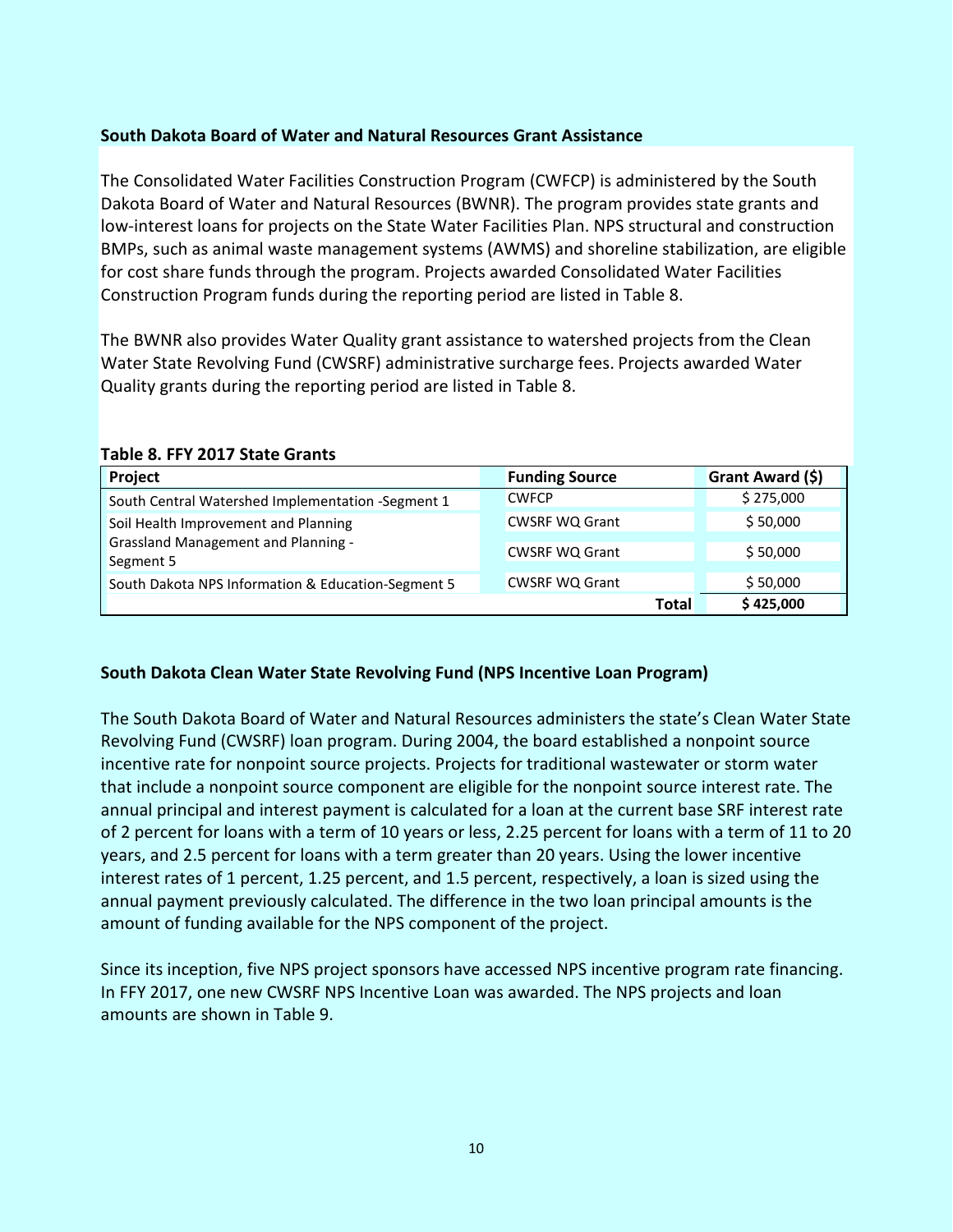## South Dakota Board of Water and Natural Resources Grant Assistance

The Consolidated Water Facilities Construction Program (CWFCP) is administered by the South Dakota Board of Water and Natural Resources (BWNR). The program provides state grants and low-interest loans for projects on the State Water Facilities Plan. NPS structural and construction BMPs, such as animal waste management systems (AWMS) and shoreline stabilization, are eligible for cost share funds through the program. Projects awarded Consolidated Water Facilities Construction Program funds during the reporting period are listed in Table 8.

The BWNR also provides Water Quality grant assistance to watershed projects from the Clean Water State Revolving Fund (CWSRF) administrative surcharge fees. Projects awarded Water Quality grants during the reporting period are listed in Table 8.

**Table 8. FFY 2017 State Grants**

| Project | Funding Source | Grant Award ($) |
|---|---|---|
| South Central Watershed Implementation -Segment 1 | CWFCP | $ 275,000 |
| Soil Health Improvement and Planning | CWSRF WQ Grant | $ 50,000 |
| Grassland Management and Planning - Segment 5 | CWSRF WQ Grant | $ 50,000 |
| South Dakota NPS Information & Education-Segment 5 | CWSRF WQ Grant | $ 50,000 |
| | **Total** | **$ 425,000** |

## South Dakota Clean Water State Revolving Fund (NPS Incentive Loan Program)

The South Dakota Board of Water and Natural Resources administers the state's Clean Water State Revolving Fund (CWSRF) loan program. During 2004, the board established a nonpoint source incentive rate for nonpoint source projects. Projects for traditional wastewater or storm water that include a nonpoint source component are eligible for the nonpoint source interest rate. The annual principal and interest payment is calculated for a loan at the current base SRF interest rate of 2 percent for loans with a term of 10 years or less, 2.25 percent for loans with a term of 11 to 20 years, and 2.5 percent for loans with a term greater than 20 years. Using the lower incentive interest rates of 1 percent, 1.25 percent, and 1.5 percent, respectively, a loan is sized using the annual payment previously calculated. The difference in the two loan principal amounts is the amount of funding available for the NPS component of the project.

Since its inception, five NPS project sponsors have accessed NPS incentive program rate financing. In FFY 2017, one new CWSRF NPS Incentive Loan was awarded. The NPS projects and loan amounts are shown in Table 9.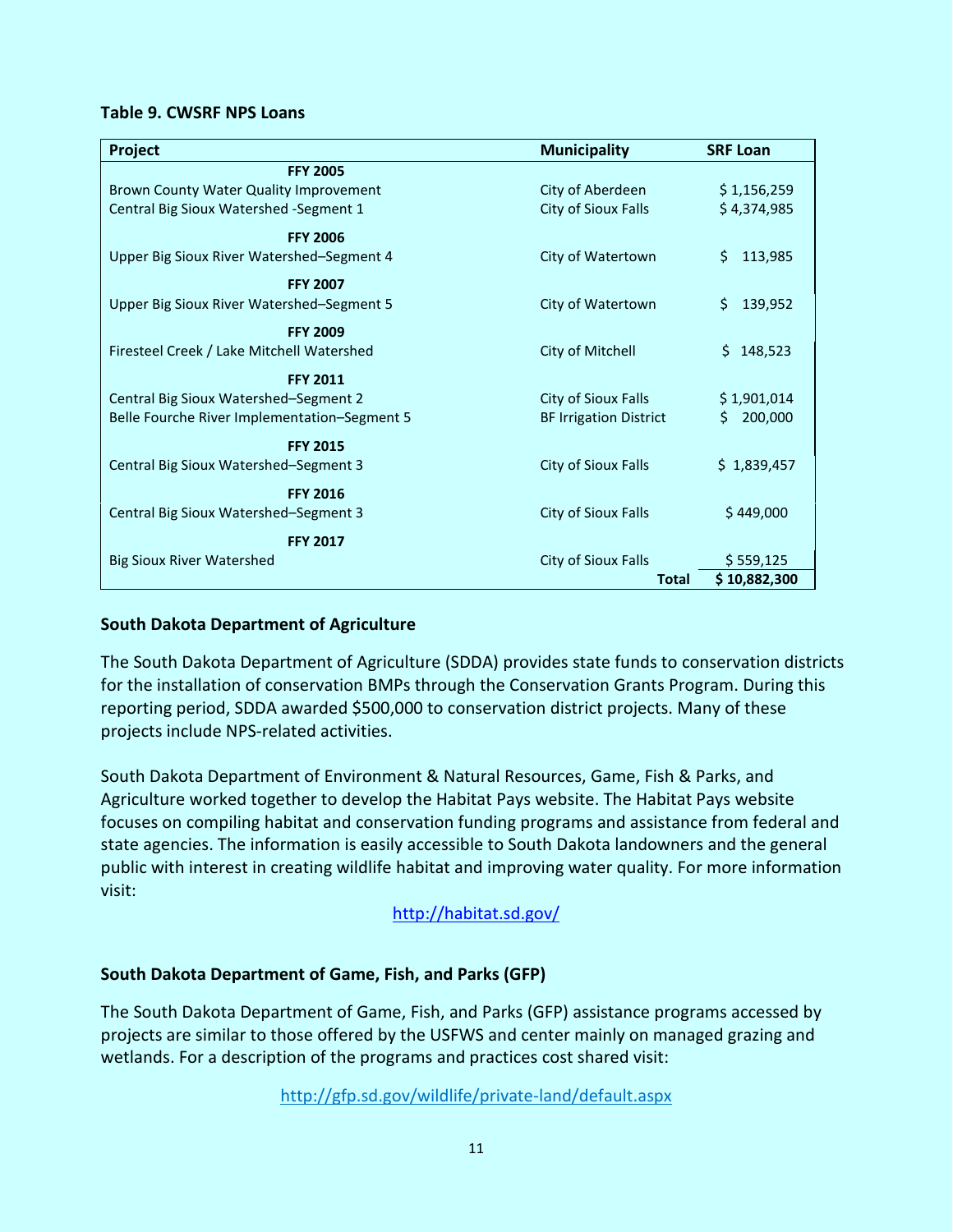**Table 9. CWSRF NPS Loans**

| Project | Municipality | SRF Loan |
|---|---|---|
| **FFY 2005** | | |
| Brown County Water Quality Improvement | City of Aberdeen | $ 1,156,259 |
| Central Big Sioux Watershed -Segment 1 | City of Sioux Falls | $ 4,374,985 |
| **FFY 2006** | | |
| Upper Big Sioux River Watershed–Segment 4 | City of Watertown | $ 113,985 |
| **FFY 2007** | | |
| Upper Big Sioux River Watershed–Segment 5 | City of Watertown | $ 139,952 |
| **FFY 2009** | | |
| Firesteel Creek / Lake Mitchell Watershed | City of Mitchell | $ 148,523 |
| **FFY 2011** | | |
| Central Big Sioux Watershed–Segment 2 | City of Sioux Falls | $ 1,901,014 |
| Belle Fourche River Implementation–Segment 5 | BF Irrigation District | $ 200,000 |
| **FFY 2015** | | |
| Central Big Sioux Watershed–Segment 3 | City of Sioux Falls | $ 1,839,457 |
| **FFY 2016** | | |
| Central Big Sioux Watershed–Segment 3 | City of Sioux Falls | $ 449,000 |
| **FFY 2017** | | |
| Big Sioux River Watershed | City of Sioux Falls | $ 559,125 |
| | **Total** | **$ 10,882,300** |

### South Dakota Department of Agriculture

The South Dakota Department of Agriculture (SDDA) provides state funds to conservation districts for the installation of conservation BMPs through the Conservation Grants Program. During this reporting period, SDDA awarded $500,000 to conservation district projects. Many of these projects include NPS-related activities.

South Dakota Department of Environment & Natural Resources, Game, Fish & Parks, and Agriculture worked together to develop the Habitat Pays website. The Habitat Pays website focuses on compiling habitat and conservation funding programs and assistance from federal and state agencies. The information is easily accessible to South Dakota landowners and the general public with interest in creating wildlife habitat and improving water quality. For more information visit:

http://habitat.sd.gov/

### South Dakota Department of Game, Fish, and Parks (GFP)

The South Dakota Department of Game, Fish, and Parks (GFP) assistance programs accessed by projects are similar to those offered by the USFWS and center mainly on managed grazing and wetlands. For a description of the programs and practices cost shared visit:

http://gfp.sd.gov/wildlife/private-land/default.aspx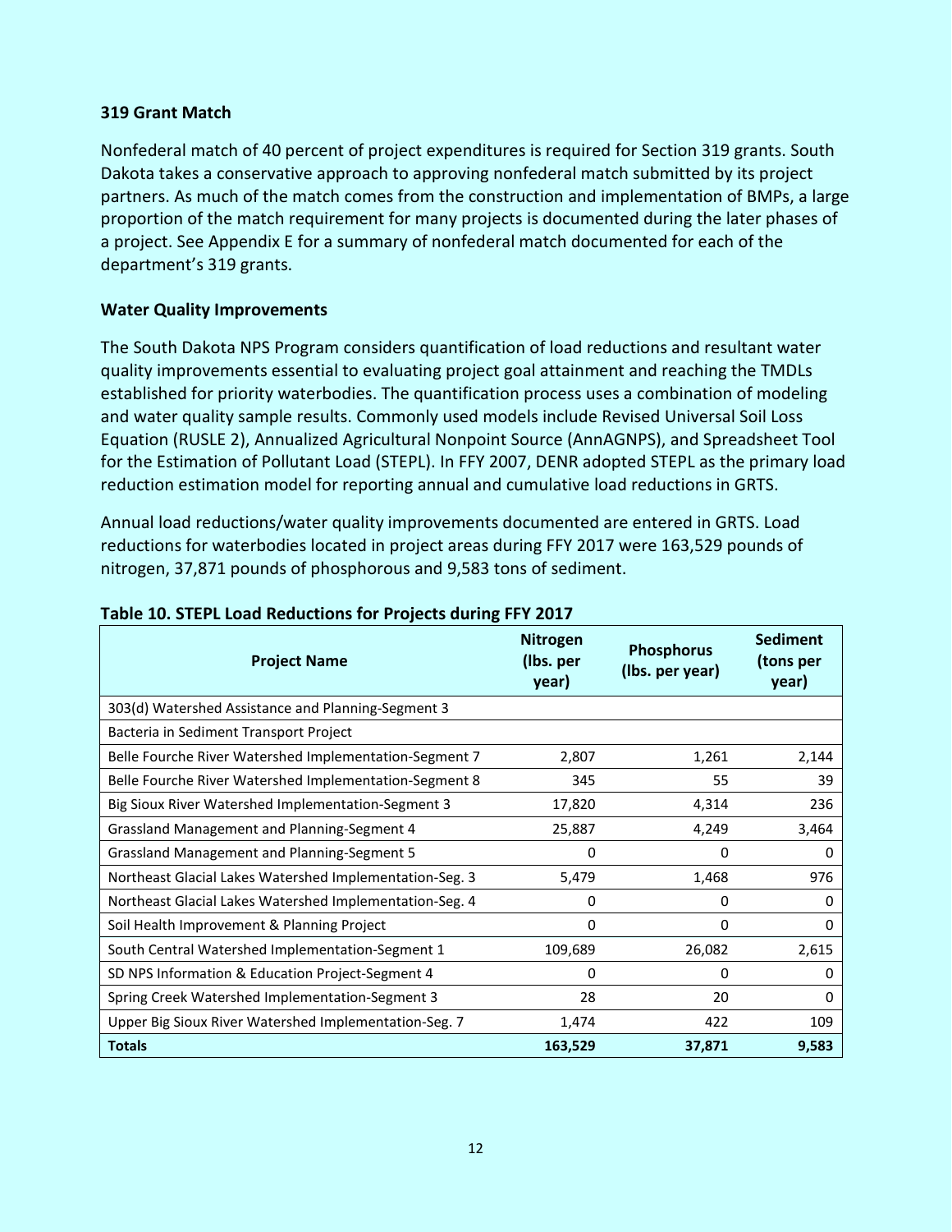### 319 Grant Match

Nonfederal match of 40 percent of project expenditures is required for Section 319 grants. South Dakota takes a conservative approach to approving nonfederal match submitted by its project partners. As much of the match comes from the construction and implementation of BMPs, a large proportion of the match requirement for many projects is documented during the later phases of a project. See Appendix E for a summary of nonfederal match documented for each of the department's 319 grants.

### Water Quality Improvements

The South Dakota NPS Program considers quantification of load reductions and resultant water quality improvements essential to evaluating project goal attainment and reaching the TMDLs established for priority waterbodies. The quantification process uses a combination of modeling and water quality sample results. Commonly used models include Revised Universal Soil Loss Equation (RUSLE 2), Annualized Agricultural Nonpoint Source (AnnAGNPS), and Spreadsheet Tool for the Estimation of Pollutant Load (STEPL). In FFY 2007, DENR adopted STEPL as the primary load reduction estimation model for reporting annual and cumulative load reductions in GRTS.

Annual load reductions/water quality improvements documented are entered in GRTS. Load reductions for waterbodies located in project areas during FFY 2017 were 163,529 pounds of nitrogen, 37,871 pounds of phosphorous and 9,583 tons of sediment.

**Table 10. STEPL Load Reductions for Projects during FFY 2017**

| Project Name | Nitrogen (lbs. per year) | Phosphorus (lbs. per year) | Sediment (tons per year) |
|---|---|---|---|
| 303(d) Watershed Assistance and Planning-Segment 3 | | | |
| Bacteria in Sediment Transport Project | | | |
| Belle Fourche River Watershed Implementation-Segment 7 | 2,807 | 1,261 | 2,144 |
| Belle Fourche River Watershed Implementation-Segment 8 | 345 | 55 | 39 |
| Big Sioux River Watershed Implementation-Segment 3 | 17,820 | 4,314 | 236 |
| Grassland Management and Planning-Segment 4 | 25,887 | 4,249 | 3,464 |
| Grassland Management and Planning-Segment 5 | 0 | 0 | 0 |
| Northeast Glacial Lakes Watershed Implementation-Seg. 3 | 5,479 | 1,468 | 976 |
| Northeast Glacial Lakes Watershed Implementation-Seg. 4 | 0 | 0 | 0 |
| Soil Health Improvement & Planning Project | 0 | 0 | 0 |
| South Central Watershed Implementation-Segment 1 | 109,689 | 26,082 | 2,615 |
| SD NPS Information & Education Project-Segment 4 | 0 | 0 | 0 |
| Spring Creek Watershed Implementation-Segment 3 | 28 | 20 | 0 |
| Upper Big Sioux River Watershed Implementation-Seg. 7 | 1,474 | 422 | 109 |
| **Totals** | **163,529** | **37,871** | **9,583** |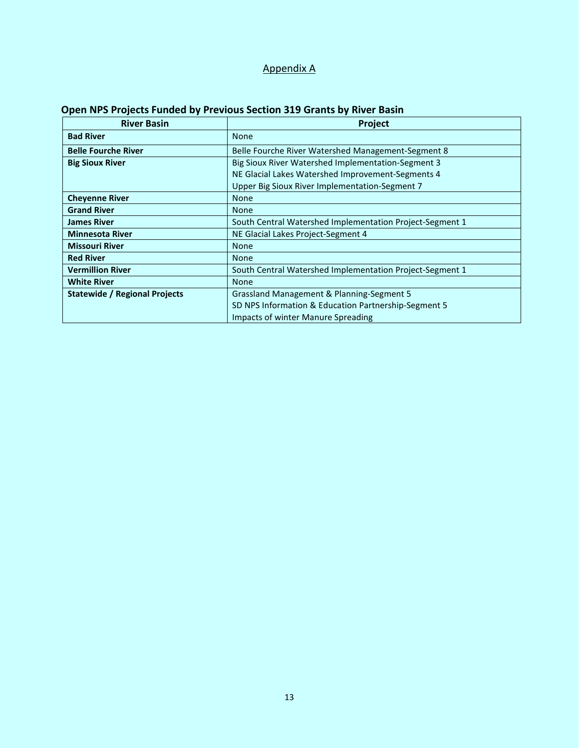## Appendix A

### Open NPS Projects Funded by Previous Section 319 Grants by River Basin

| River Basin | Project |
|---|---|
| **Bad River** | None |
| **Belle Fourche River** | Belle Fourche River Watershed Management-Segment 8 |
| **Big Sioux River** | Big Sioux River Watershed Implementation-Segment 3<br>NE Glacial Lakes Watershed Improvement-Segments 4<br>Upper Big Sioux River Implementation-Segment 7 |
| **Cheyenne River** | None |
| **Grand River** | None |
| **James River** | South Central Watershed Implementation Project-Segment 1 |
| **Minnesota River** | NE Glacial Lakes Project-Segment 4 |
| **Missouri River** | None |
| **Red River** | None |
| **Vermillion River** | South Central Watershed Implementation Project-Segment 1 |
| **White River** | None |
| **Statewide / Regional Projects** | Grassland Management & Planning-Segment 5<br>SD NPS Information & Education Partnership-Segment 5<br>Impacts of winter Manure Spreading |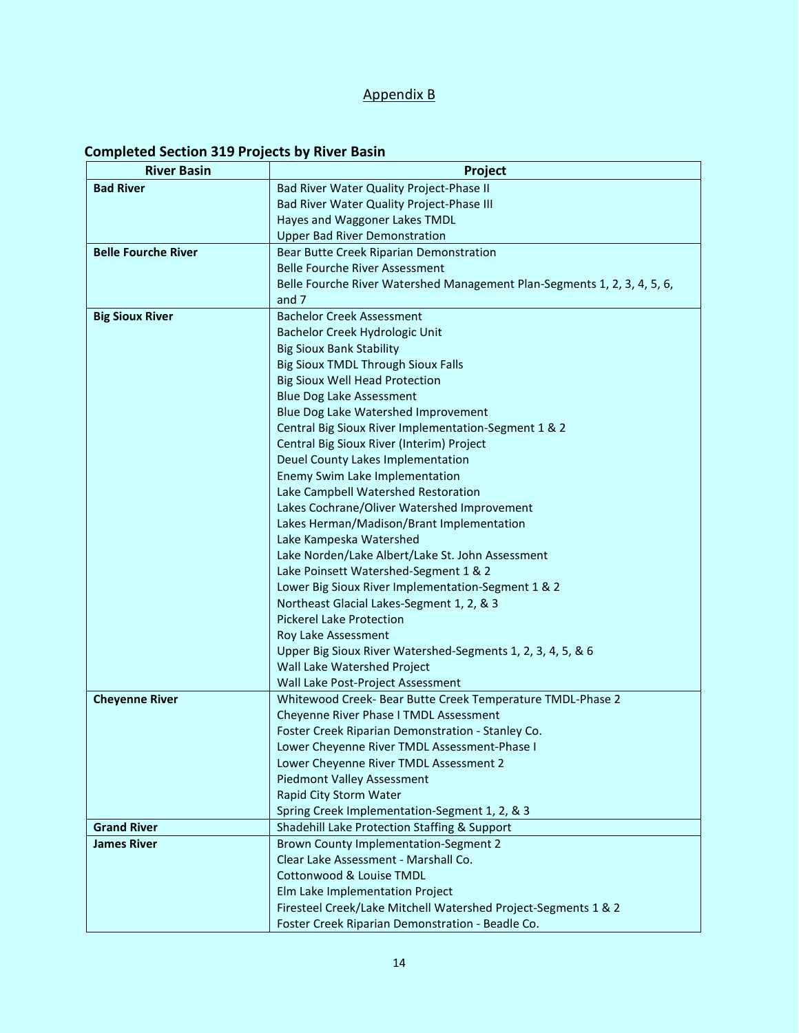Appendix B

## Completed Section 319 Projects by River Basin

| River Basin | Project |
|---|---|
| **Bad River** | Bad River Water Quality Project-Phase II<br>Bad River Water Quality Project-Phase III<br>Hayes and Waggoner Lakes TMDL<br>Upper Bad River Demonstration |
| **Belle Fourche River** | Bear Butte Creek Riparian Demonstration<br>Belle Fourche River Assessment<br>Belle Fourche River Watershed Management Plan-Segments 1, 2, 3, 4, 5, 6, and 7 |
| **Big Sioux River** | Bachelor Creek Assessment<br>Bachelor Creek Hydrologic Unit<br>Big Sioux Bank Stability<br>Big Sioux TMDL Through Sioux Falls<br>Big Sioux Well Head Protection<br>Blue Dog Lake Assessment<br>Blue Dog Lake Watershed Improvement<br>Central Big Sioux River Implementation-Segment 1 & 2<br>Central Big Sioux River (Interim) Project<br>Deuel County Lakes Implementation<br>Enemy Swim Lake Implementation<br>Lake Campbell Watershed Restoration<br>Lakes Cochrane/Oliver Watershed Improvement<br>Lakes Herman/Madison/Brant Implementation<br>Lake Kampeska Watershed<br>Lake Norden/Lake Albert/Lake St. John Assessment<br>Lake Poinsett Watershed-Segment 1 & 2<br>Lower Big Sioux River Implementation-Segment 1 & 2<br>Northeast Glacial Lakes-Segment 1, 2, & 3<br>Pickerel Lake Protection<br>Roy Lake Assessment<br>Upper Big Sioux River Watershed-Segments 1, 2, 3, 4, 5, & 6<br>Wall Lake Watershed Project<br>Wall Lake Post-Project Assessment |
| **Cheyenne River** | Whitewood Creek- Bear Butte Creek Temperature TMDL-Phase 2<br>Cheyenne River Phase I TMDL Assessment<br>Foster Creek Riparian Demonstration - Stanley Co.<br>Lower Cheyenne River TMDL Assessment-Phase I<br>Lower Cheyenne River TMDL Assessment 2<br>Piedmont Valley Assessment<br>Rapid City Storm Water<br>Spring Creek Implementation-Segment 1, 2, & 3 |
| **Grand River** | Shadehill Lake Protection Staffing & Support |
| **James River** | Brown County Implementation-Segment 2<br>Clear Lake Assessment - Marshall Co.<br>Cottonwood & Louise TMDL<br>Elm Lake Implementation Project<br>Firesteel Creek/Lake Mitchell Watershed Project-Segments 1 & 2<br>Foster Creek Riparian Demonstration - Beadle Co. |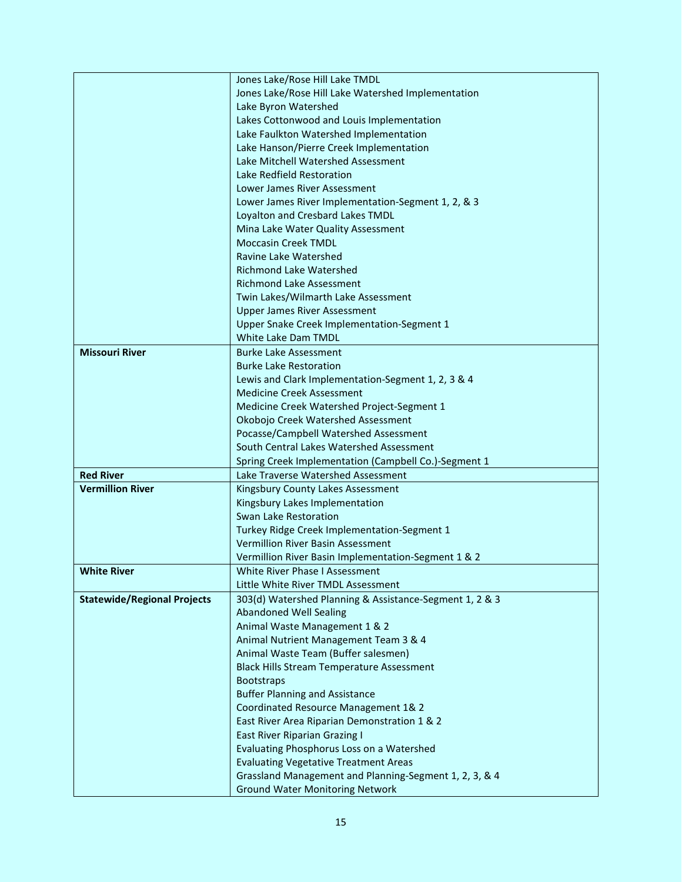| | |
|---|---|
| | Jones Lake/Rose Hill Lake TMDL<br>Jones Lake/Rose Hill Lake Watershed Implementation<br>Lake Byron Watershed<br>Lakes Cottonwood and Louis Implementation<br>Lake Faulkton Watershed Implementation<br>Lake Hanson/Pierre Creek Implementation<br>Lake Mitchell Watershed Assessment<br>Lake Redfield Restoration<br>Lower James River Assessment<br>Lower James River Implementation-Segment 1, 2, & 3<br>Loyalton and Cresbard Lakes TMDL<br>Mina Lake Water Quality Assessment<br>Moccasin Creek TMDL<br>Ravine Lake Watershed<br>Richmond Lake Watershed<br>Richmond Lake Assessment<br>Twin Lakes/Wilmarth Lake Assessment<br>Upper James River Assessment<br>Upper Snake Creek Implementation-Segment 1<br>White Lake Dam TMDL |
| **Missouri River** | Burke Lake Assessment<br>Burke Lake Restoration<br>Lewis and Clark Implementation-Segment 1, 2, 3 & 4<br>Medicine Creek Assessment<br>Medicine Creek Watershed Project-Segment 1<br>Okobojo Creek Watershed Assessment<br>Pocasse/Campbell Watershed Assessment<br>South Central Lakes Watershed Assessment<br>Spring Creek Implementation (Campbell Co.)-Segment 1 |
| **Red River** | Lake Traverse Watershed Assessment |
| **Vermillion River** | Kingsbury County Lakes Assessment<br>Kingsbury Lakes Implementation<br>Swan Lake Restoration<br>Turkey Ridge Creek Implementation-Segment 1<br>Vermillion River Basin Assessment<br>Vermillion River Basin Implementation-Segment 1 & 2 |
| **White River** | White River Phase I Assessment<br>Little White River TMDL Assessment |
| **Statewide/Regional Projects** | 303(d) Watershed Planning & Assistance-Segment 1, 2 & 3<br>Abandoned Well Sealing<br>Animal Waste Management 1 & 2<br>Animal Nutrient Management Team 3 & 4<br>Animal Waste Team (Buffer salesmen)<br>Black Hills Stream Temperature Assessment<br>Bootstraps<br>Buffer Planning and Assistance<br>Coordinated Resource Management 1& 2<br>East River Area Riparian Demonstration 1 & 2<br>East River Riparian Grazing I<br>Evaluating Phosphorus Loss on a Watershed<br>Evaluating Vegetative Treatment Areas<br>Grassland Management and Planning-Segment 1, 2, 3, & 4<br>Ground Water Monitoring Network |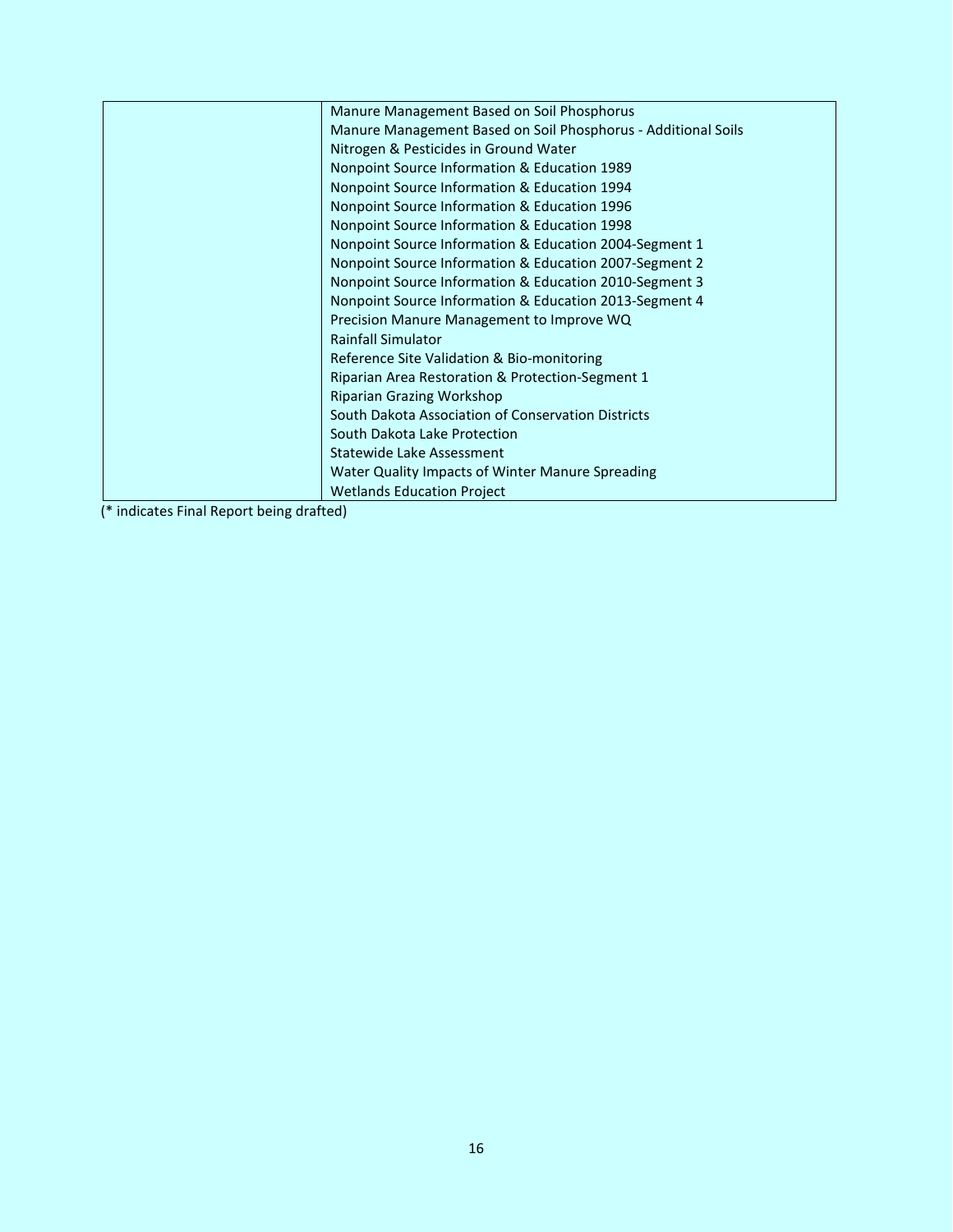| | |
|---|---|
| | Manure Management Based on Soil Phosphorus |
| | Manure Management Based on Soil Phosphorus - Additional Soils |
| | Nitrogen & Pesticides in Ground Water |
| | Nonpoint Source Information & Education 1989 |
| | Nonpoint Source Information & Education 1994 |
| | Nonpoint Source Information & Education 1996 |
| | Nonpoint Source Information & Education 1998 |
| | Nonpoint Source Information & Education 2004-Segment 1 |
| | Nonpoint Source Information & Education 2007-Segment 2 |
| | Nonpoint Source Information & Education 2010-Segment 3 |
| | Nonpoint Source Information & Education 2013-Segment 4 |
| | Precision Manure Management to Improve WQ |
| | Rainfall Simulator |
| | Reference Site Validation & Bio-monitoring |
| | Riparian Area Restoration & Protection-Segment 1 |
| | Riparian Grazing Workshop |
| | South Dakota Association of Conservation Districts |
| | South Dakota Lake Protection |
| | Statewide Lake Assessment |
| | Water Quality Impacts of Winter Manure Spreading |
| | Wetlands Education Project |

(* indicates Final Report being drafted)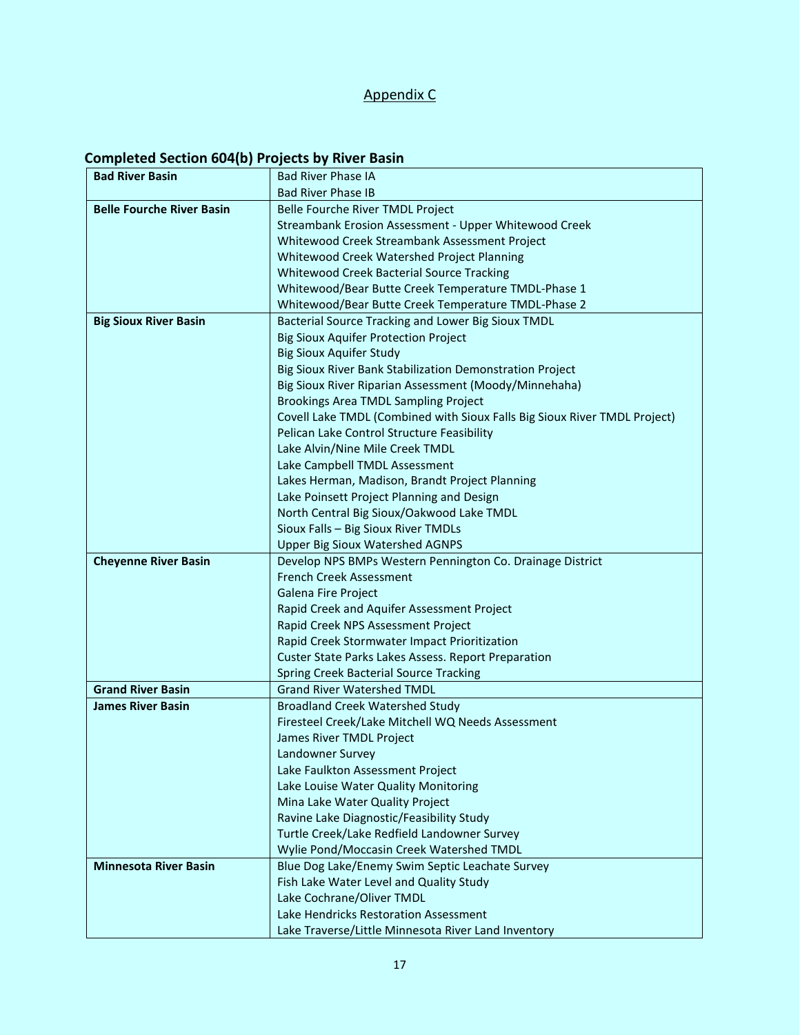Appendix C

## Completed Section 604(b) Projects by River Basin

| | |
|---|---|
| **Bad River Basin** | Bad River Phase IA<br>Bad River Phase IB |
| **Belle Fourche River Basin** | Belle Fourche River TMDL Project<br>Streambank Erosion Assessment - Upper Whitewood Creek<br>Whitewood Creek Streambank Assessment Project<br>Whitewood Creek Watershed Project Planning<br>Whitewood Creek Bacterial Source Tracking<br>Whitewood/Bear Butte Creek Temperature TMDL-Phase 1<br>Whitewood/Bear Butte Creek Temperature TMDL-Phase 2 |
| **Big Sioux River Basin** | Bacterial Source Tracking and Lower Big Sioux TMDL<br>Big Sioux Aquifer Protection Project<br>Big Sioux Aquifer Study<br>Big Sioux River Bank Stabilization Demonstration Project<br>Big Sioux River Riparian Assessment (Moody/Minnehaha)<br>Brookings Area TMDL Sampling Project<br>Covell Lake TMDL (Combined with Sioux Falls Big Sioux River TMDL Project)<br>Pelican Lake Control Structure Feasibility<br>Lake Alvin/Nine Mile Creek TMDL<br>Lake Campbell TMDL Assessment<br>Lakes Herman, Madison, Brandt Project Planning<br>Lake Poinsett Project Planning and Design<br>North Central Big Sioux/Oakwood Lake TMDL<br>Sioux Falls – Big Sioux River TMDLs<br>Upper Big Sioux Watershed AGNPS |
| **Cheyenne River Basin** | Develop NPS BMPs Western Pennington Co. Drainage District<br>French Creek Assessment<br>Galena Fire Project<br>Rapid Creek and Aquifer Assessment Project<br>Rapid Creek NPS Assessment Project<br>Rapid Creek Stormwater Impact Prioritization<br>Custer State Parks Lakes Assess. Report Preparation<br>Spring Creek Bacterial Source Tracking |
| **Grand River Basin** | Grand River Watershed TMDL |
| **James River Basin** | Broadland Creek Watershed Study<br>Firesteel Creek/Lake Mitchell WQ Needs Assessment<br>James River TMDL Project<br>Landowner Survey<br>Lake Faulkton Assessment Project<br>Lake Louise Water Quality Monitoring<br>Mina Lake Water Quality Project<br>Ravine Lake Diagnostic/Feasibility Study<br>Turtle Creek/Lake Redfield Landowner Survey<br>Wylie Pond/Moccasin Creek Watershed TMDL |
| **Minnesota River Basin** | Blue Dog Lake/Enemy Swim Septic Leachate Survey<br>Fish Lake Water Level and Quality Study<br>Lake Cochrane/Oliver TMDL<br>Lake Hendricks Restoration Assessment<br>Lake Traverse/Little Minnesota River Land Inventory |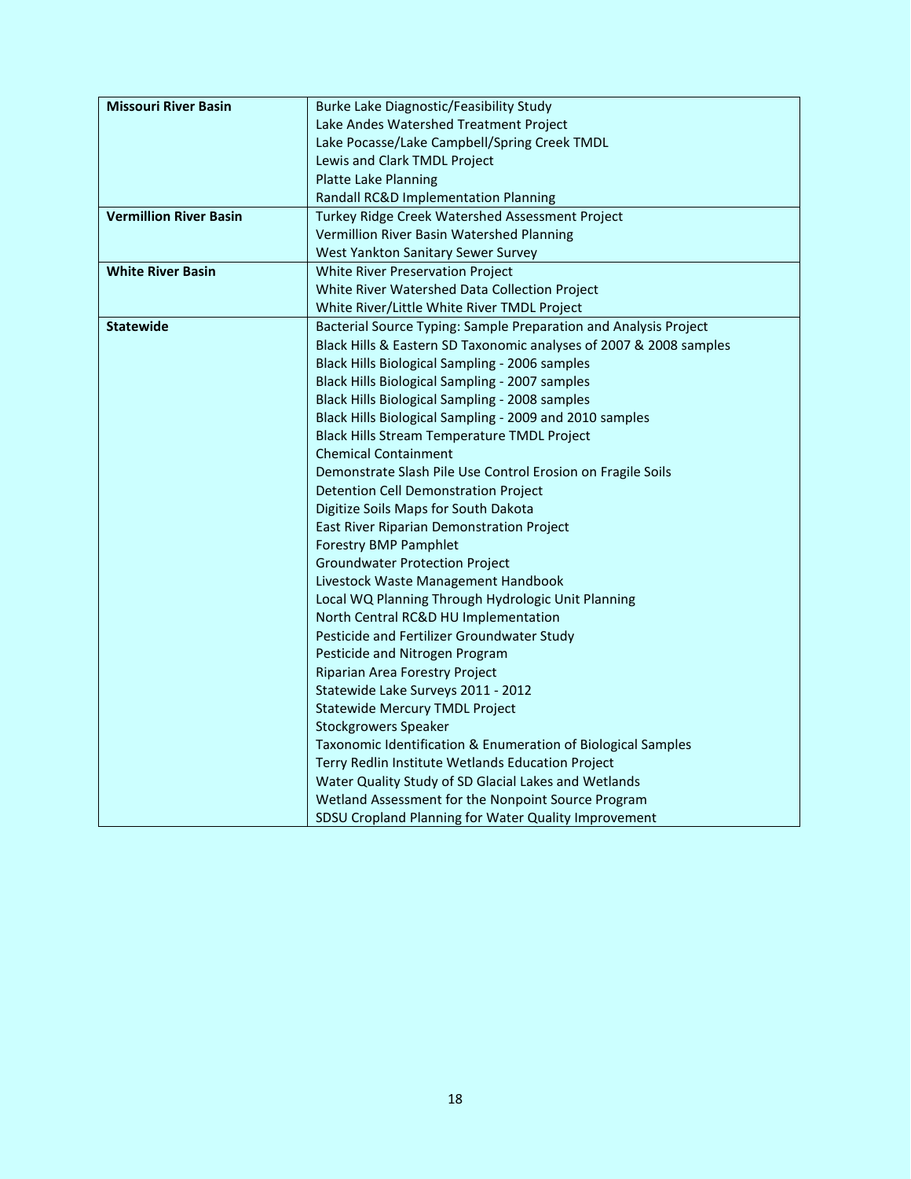| | |
|---|---|
| **Missouri River Basin** | Burke Lake Diagnostic/Feasibility Study<br>Lake Andes Watershed Treatment Project<br>Lake Pocasse/Lake Campbell/Spring Creek TMDL<br>Lewis and Clark TMDL Project<br>Platte Lake Planning<br>Randall RC&D Implementation Planning |
| **Vermillion River Basin** | Turkey Ridge Creek Watershed Assessment Project<br>Vermillion River Basin Watershed Planning<br>West Yankton Sanitary Sewer Survey |
| **White River Basin** | White River Preservation Project<br>White River Watershed Data Collection Project<br>White River/Little White River TMDL Project |
| **Statewide** | Bacterial Source Typing: Sample Preparation and Analysis Project<br>Black Hills & Eastern SD Taxonomic analyses of 2007 & 2008 samples<br>Black Hills Biological Sampling - 2006 samples<br>Black Hills Biological Sampling - 2007 samples<br>Black Hills Biological Sampling - 2008 samples<br>Black Hills Biological Sampling - 2009 and 2010 samples<br>Black Hills Stream Temperature TMDL Project<br>Chemical Containment<br>Demonstrate Slash Pile Use Control Erosion on Fragile Soils<br>Detention Cell Demonstration Project<br>Digitize Soils Maps for South Dakota<br>East River Riparian Demonstration Project<br>Forestry BMP Pamphlet<br>Groundwater Protection Project<br>Livestock Waste Management Handbook<br>Local WQ Planning Through Hydrologic Unit Planning<br>North Central RC&D HU Implementation<br>Pesticide and Fertilizer Groundwater Study<br>Pesticide and Nitrogen Program<br>Riparian Area Forestry Project<br>Statewide Lake Surveys 2011 - 2012<br>Statewide Mercury TMDL Project<br>Stockgrowers Speaker<br>Taxonomic Identification & Enumeration of Biological Samples<br>Terry Redlin Institute Wetlands Education Project<br>Water Quality Study of SD Glacial Lakes and Wetlands<br>Wetland Assessment for the Nonpoint Source Program<br>SDSU Cropland Planning for Water Quality Improvement |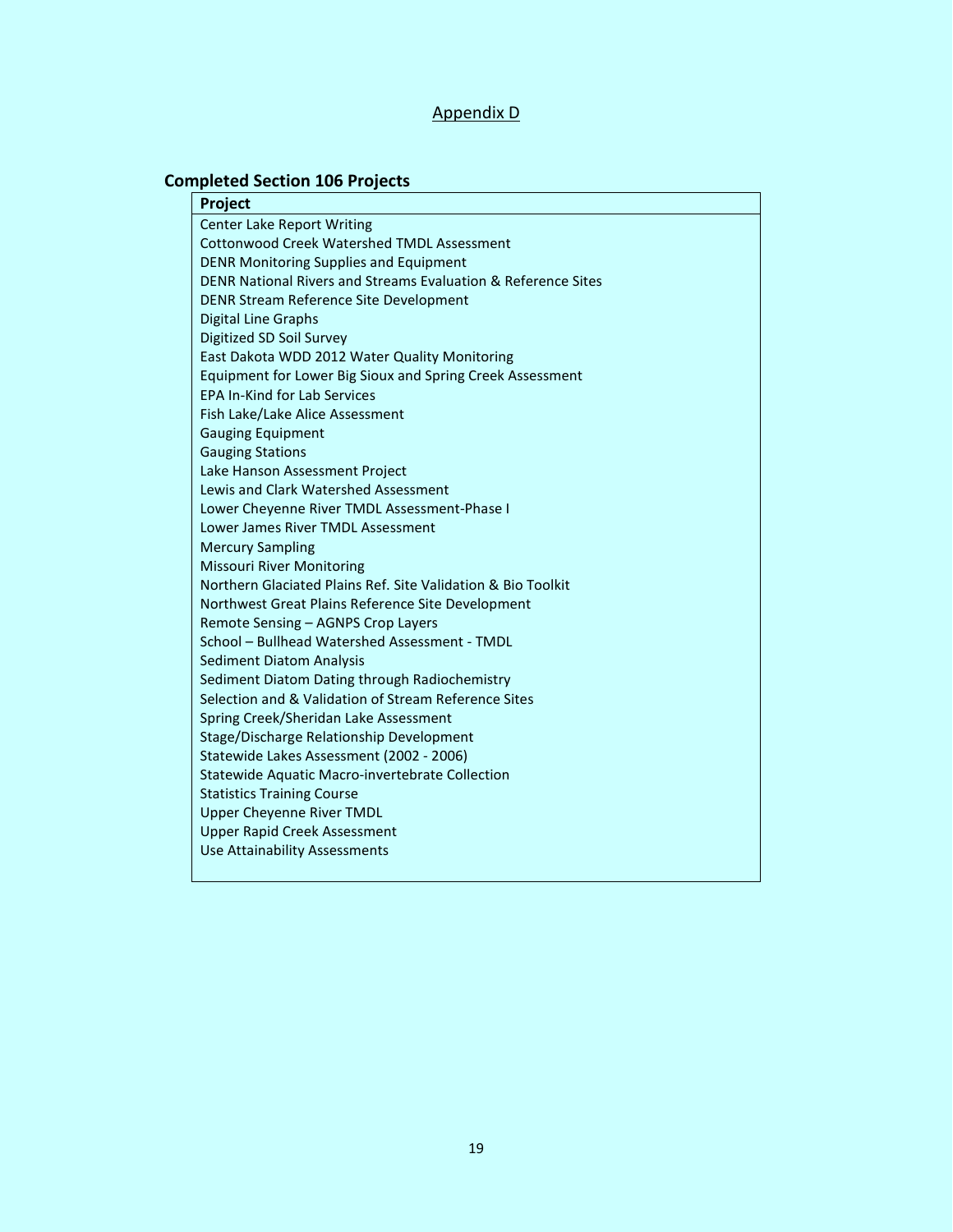Appendix D

## Completed Section 106 Projects

| Project |
|---|
| Center Lake Report Writing |
| Cottonwood Creek Watershed TMDL Assessment |
| DENR Monitoring Supplies and Equipment |
| DENR National Rivers and Streams Evaluation & Reference Sites |
| DENR Stream Reference Site Development |
| Digital Line Graphs |
| Digitized SD Soil Survey |
| East Dakota WDD 2012 Water Quality Monitoring |
| Equipment for Lower Big Sioux and Spring Creek Assessment |
| EPA In-Kind for Lab Services |
| Fish Lake/Lake Alice Assessment |
| Gauging Equipment |
| Gauging Stations |
| Lake Hanson Assessment Project |
| Lewis and Clark Watershed Assessment |
| Lower Cheyenne River TMDL Assessment-Phase I |
| Lower James River TMDL Assessment |
| Mercury Sampling |
| Missouri River Monitoring |
| Northern Glaciated Plains Ref. Site Validation & Bio Toolkit |
| Northwest Great Plains Reference Site Development |
| Remote Sensing – AGNPS Crop Layers |
| School – Bullhead Watershed Assessment - TMDL |
| Sediment Diatom Analysis |
| Sediment Diatom Dating through Radiochemistry |
| Selection and & Validation of Stream Reference Sites |
| Spring Creek/Sheridan Lake Assessment |
| Stage/Discharge Relationship Development |
| Statewide Lakes Assessment (2002 - 2006) |
| Statewide Aquatic Macro-invertebrate Collection |
| Statistics Training Course |
| Upper Cheyenne River TMDL |
| Upper Rapid Creek Assessment |
| Use Attainability Assessments |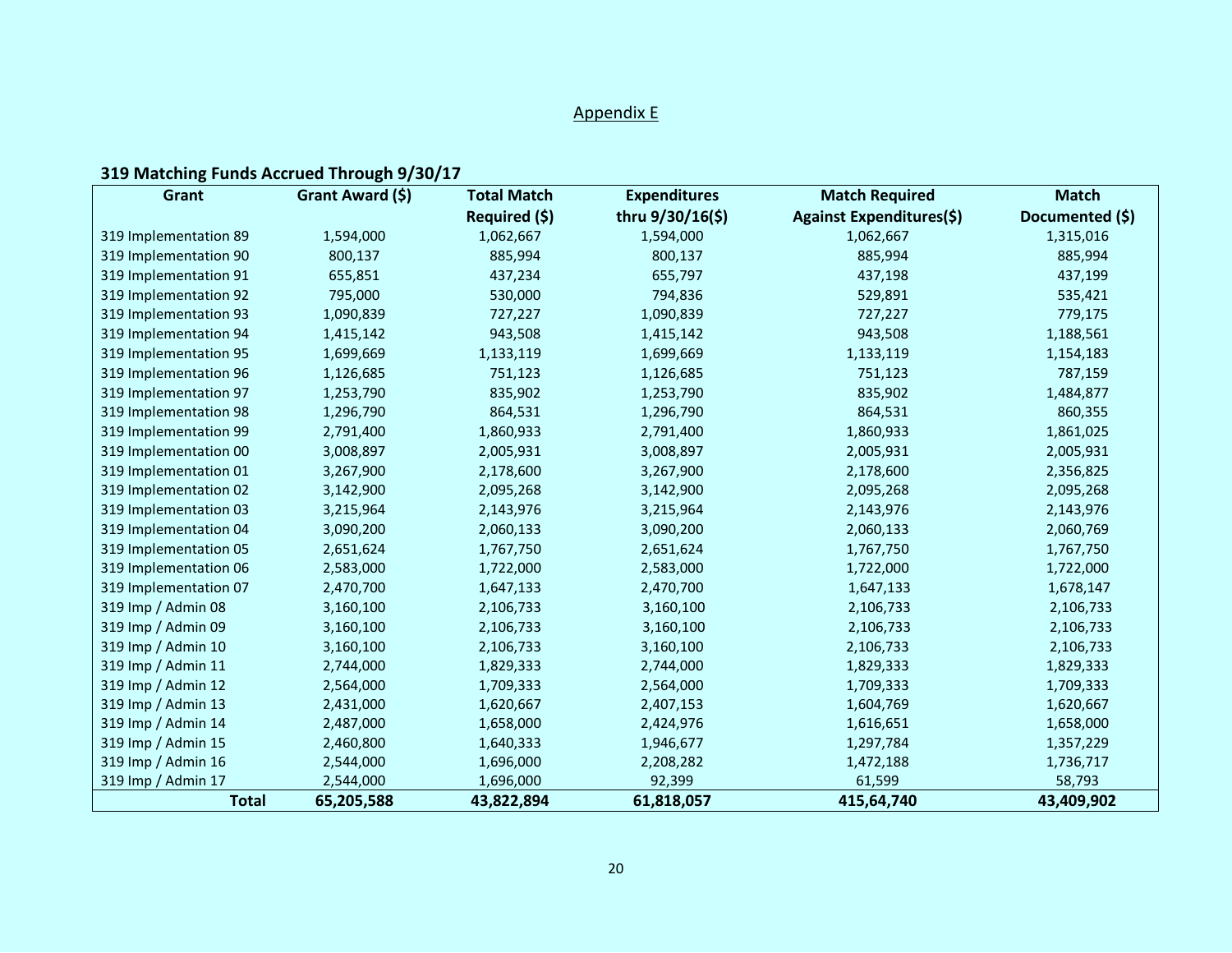## Appendix E

### 319 Matching Funds Accrued Through 9/30/17

| Grant | Grant Award ($) | Total Match Required ($) | Expenditures thru 9/30/16($) | Match Required Against Expenditures($) | Match Documented ($) |
|---|---|---|---|---|---|
| 319 Implementation 89 | 1,594,000 | 1,062,667 | 1,594,000 | 1,062,667 | 1,315,016 |
| 319 Implementation 90 | 800,137 | 885,994 | 800,137 | 885,994 | 885,994 |
| 319 Implementation 91 | 655,851 | 437,234 | 655,797 | 437,198 | 437,199 |
| 319 Implementation 92 | 795,000 | 530,000 | 794,836 | 529,891 | 535,421 |
| 319 Implementation 93 | 1,090,839 | 727,227 | 1,090,839 | 727,227 | 779,175 |
| 319 Implementation 94 | 1,415,142 | 943,508 | 1,415,142 | 943,508 | 1,188,561 |
| 319 Implementation 95 | 1,699,669 | 1,133,119 | 1,699,669 | 1,133,119 | 1,154,183 |
| 319 Implementation 96 | 1,126,685 | 751,123 | 1,126,685 | 751,123 | 787,159 |
| 319 Implementation 97 | 1,253,790 | 835,902 | 1,253,790 | 835,902 | 1,484,877 |
| 319 Implementation 98 | 1,296,790 | 864,531 | 1,296,790 | 864,531 | 860,355 |
| 319 Implementation 99 | 2,791,400 | 1,860,933 | 2,791,400 | 1,860,933 | 1,861,025 |
| 319 Implementation 00 | 3,008,897 | 2,005,931 | 3,008,897 | 2,005,931 | 2,005,931 |
| 319 Implementation 01 | 3,267,900 | 2,178,600 | 3,267,900 | 2,178,600 | 2,356,825 |
| 319 Implementation 02 | 3,142,900 | 2,095,268 | 3,142,900 | 2,095,268 | 2,095,268 |
| 319 Implementation 03 | 3,215,964 | 2,143,976 | 3,215,964 | 2,143,976 | 2,143,976 |
| 319 Implementation 04 | 3,090,200 | 2,060,133 | 3,090,200 | 2,060,133 | 2,060,769 |
| 319 Implementation 05 | 2,651,624 | 1,767,750 | 2,651,624 | 1,767,750 | 1,767,750 |
| 319 Implementation 06 | 2,583,000 | 1,722,000 | 2,583,000 | 1,722,000 | 1,722,000 |
| 319 Implementation 07 | 2,470,700 | 1,647,133 | 2,470,700 | 1,647,133 | 1,678,147 |
| 319 Imp / Admin 08 | 3,160,100 | 2,106,733 | 3,160,100 | 2,106,733 | 2,106,733 |
| 319 Imp / Admin 09 | 3,160,100 | 2,106,733 | 3,160,100 | 2,106,733 | 2,106,733 |
| 319 Imp / Admin 10 | 3,160,100 | 2,106,733 | 3,160,100 | 2,106,733 | 2,106,733 |
| 319 Imp / Admin 11 | 2,744,000 | 1,829,333 | 2,744,000 | 1,829,333 | 1,829,333 |
| 319 Imp / Admin 12 | 2,564,000 | 1,709,333 | 2,564,000 | 1,709,333 | 1,709,333 |
| 319 Imp / Admin 13 | 2,431,000 | 1,620,667 | 2,407,153 | 1,604,769 | 1,620,667 |
| 319 Imp / Admin 14 | 2,487,000 | 1,658,000 | 2,424,976 | 1,616,651 | 1,658,000 |
| 319 Imp / Admin 15 | 2,460,800 | 1,640,333 | 1,946,677 | 1,297,784 | 1,357,229 |
| 319 Imp / Admin 16 | 2,544,000 | 1,696,000 | 2,208,282 | 1,472,188 | 1,736,717 |
| 319 Imp / Admin 17 | 2,544,000 | 1,696,000 | 92,399 | 61,599 | 58,793 |
| **Total** | **65,205,588** | **43,822,894** | **61,818,057** | **415,64,740** | **43,409,902** |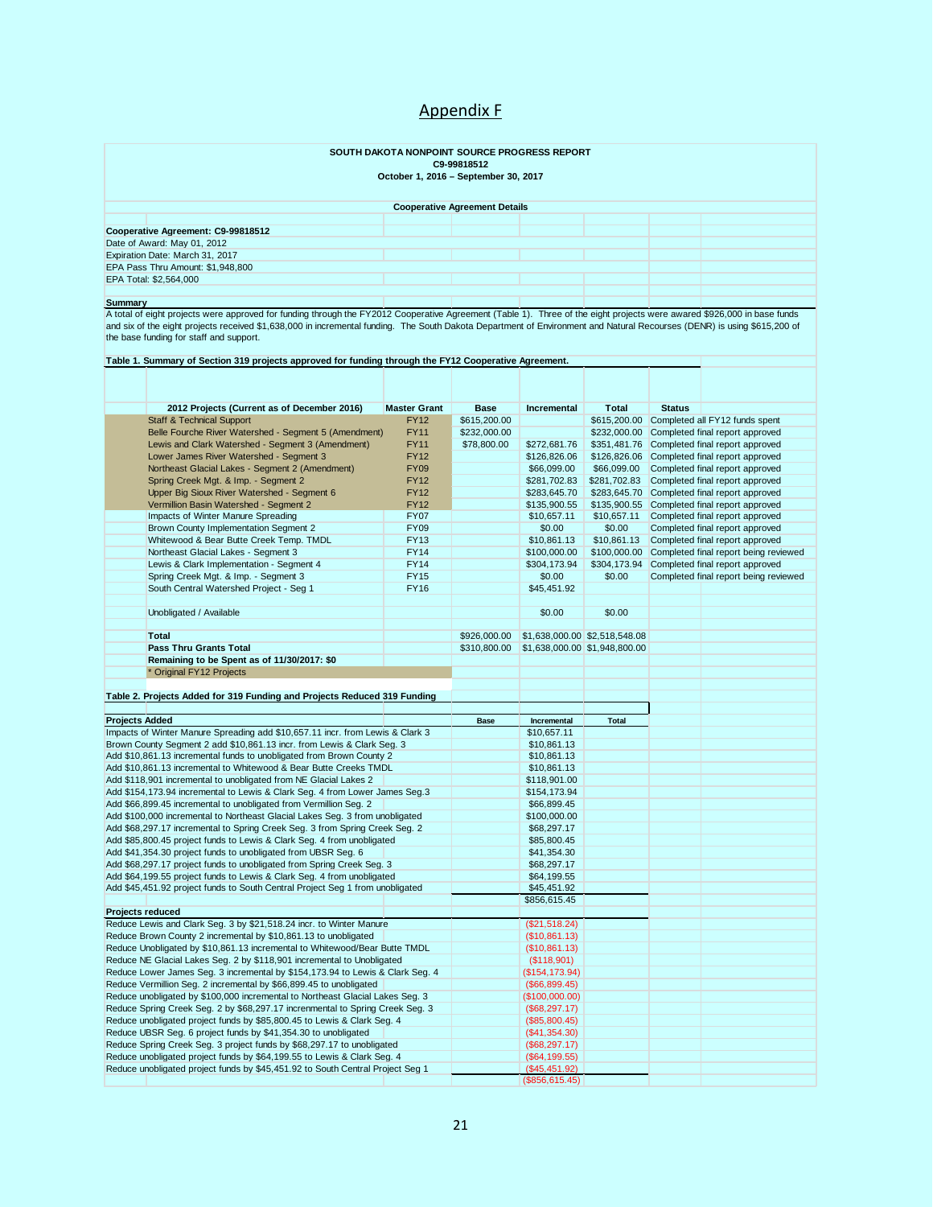# Appendix F

**SOUTH DAKOTA NONPOINT SOURCE PROGRESS REPORT**
**C9-99818512**
**October 1, 2016 – September 30, 2017**

**Cooperative Agreement Details**

**Cooperative Agreement: C9-99818512**
Date of Award: May 01, 2012
Expiration Date: March 31, 2017
EPA Pass Thru Amount: $1,948,800
EPA Total: $2,564,000

**Summary**

A total of eight projects were approved for funding through the FY2012 Cooperative Agreement (Table 1). Three of the eight projects were awarded $926,000 in base funds and six of the eight projects received $1,638,000 in incremental funding. The South Dakota Department of Environment and Natural Recourses (DENR) is using $615,200 of the base funding for staff and support.

**Table 1. Summary of Section 319 projects approved for funding through the FY12 Cooperative Agreement.**

| 2012 Projects (Current as of December 2016) | Master Grant | Base | Incremental | Total | Status |
|---|---|---|---|---|---|
| Staff & Technical Support | FY12 | $615,200.00 | | $615,200.00 | Completed all FY12 funds spent |
| Belle Fourche River Watershed - Segment 5 (Amendment) | FY11 | $232,000.00 | | $232,000.00 | Completed final report approved |
| Lewis and Clark Watershed - Segment 3 (Amendment) | FY11 | $78,800.00 | $272,681.76 | $351,481.76 | Completed final report approved |
| Lower James River Watershed - Segment 3 | FY12 | | $126,826.06 | $126,826.06 | Completed final report approved |
| Northeast Glacial Lakes - Segment 2 (Amendment) | FY09 | | $66,099.00 | $66,099.00 | Completed final report approved |
| Spring Creek Mgt. & Imp. - Segment 2 | FY12 | | $281,702.83 | $281,702.83 | Completed final report approved |
| Upper Big Sioux River Watershed - Segment 6 | FY12 | | $283,645.70 | $283,645.70 | Completed final report approved |
| Vermillion Basin Watershed - Segment 2 | FY12 | | $135,900.55 | $135,900.55 | Completed final report approved |
| Impacts of Winter Manure Spreading | FY07 | | $10,657.11 | $10,657.11 | Completed final report approved |
| Brown County Implementation Segment 2 | FY09 | | $0.00 | $0.00 | Completed final report approved |
| Whitewood & Bear Butte Creek Temp. TMDL | FY13 | | $10,861.13 | $10,861.13 | Completed final report approved |
| Northeast Glacial Lakes - Segment 3 | FY14 | | $100,000.00 | $100,000.00 | Completed final report being reviewed |
| Lewis & Clark Implementation - Segment 4 | FY14 | | $304,173.94 | $304,173.94 | Completed final report approved |
| Spring Creek Mgt. & Imp. - Segment 3 | FY15 | | $0.00 | $0.00 | Completed final report being reviewed |
| South Central Watershed Project - Seg 1 | FY16 | | $45,451.92 | | |
| Unobligated / Available | | | $0.00 | $0.00 | |
| **Total** | | $926,000.00 | $1,638,000.00 | $2,518,548.08 | |
| **Pass Thru Grants Total** | | $310,800.00 | $1,638,000.00 | $1,948,800.00 | |
| **Remaining to be Spent as of 11/30/2017: $0** | | | | | |
| * Original FY12 Projects | | | | | |

**Table 2. Projects Added for 319 Funding and Projects Reduced 319 Funding**

| Projects Added | Base | Incremental | Total |
|---|---|---|---|
| Impacts of Winter Manure Spreading add $10,657.11 incr. from Lewis & Clark 3 | | $10,657.11 | |
| Brown County Segment 2 add $10,861.13 incr. from Lewis & Clark Seg. 3 | | $10,861.13 | |
| Add $10,861.13 incremental funds to unobligated from Brown County 2 | | $10,861.13 | |
| Add $10,861.13 incremental to Whitewood & Bear Butte Creeks TMDL | | $10,861.13 | |
| Add $118,901 incremental to unobligated from NE Glacial Lakes 2 | | $118,901.00 | |
| Add $154,173.94 incremental to Lewis & Clark Seg. 4 from Lower James Seg.3 | | $154,173.94 | |
| Add $66,899.45 incremental to unobligated from Vermillion Seg. 2 | | $66,899.45 | |
| Add $100,000 incremental to Northeast Glacial Lakes Seg. 3 from unobligated | | $100,000.00 | |
| Add $68,297.17 incremental to Spring Creek Seg. 3 from Spring Creek Seg. 2 | | $68,297.17 | |
| Add $85,800.45 project funds to Lewis & Clark Seg. 4 from unobligated | | $85,800.45 | |
| Add $41,354.30 project funds to unobligated from UBSR Seg. 6 | | $41,354.30 | |
| Add $68,297.17 project funds to unobligated from Spring Creek Seg. 3 | | $68,297.17 | |
| Add $64,199.55 project funds to Lewis & Clark Seg. 4 from unobligated | | $64,199.55 | |
| Add $45,451.92 project funds to South Central Project Seg 1 from unobligated | | $45,451.92 | |
| | | $856,615.45 | |
| **Projects reduced** | | | |
| Reduce Lewis and Clark Seg. 3 by $21,518.24 incr. to Winter Manure | | ($21,518.24) | |
| Reduce Brown County 2 incremental by $10,861.13 to unobligated | | ($10,861.13) | |
| Reduce Unobligated by $10,861.13 incremental to Whitewood/Bear Butte TMDL | | ($10,861.13) | |
| Reduce NE Glacial Lakes Seg. 2 by $118,901 incremental to Unobligated | | ($118,901) | |
| Reduce Lower James Seg. 3 incremental by $154,173.94 to Lewis & Clark Seg. 4 | | ($154,173.94) | |
| Reduce Vermillion Seg. 2 incremental by $66,899.45 to unobligated | | ($66,899.45) | |
| Reduce unobligated by $100,000 incremental to Northeast Glacial Lakes Seg. 3 | | ($100,000.00) | |
| Reduce Spring Creek Seg. 2 by $68,297.17 incremental to Spring Creek Seg. 3 | | ($68,297.17) | |
| Reduce unobligated project funds by $85,800.45 to Lewis & Clark Seg. 4 | | ($85,800.45) | |
| Reduce UBSR Seg. 6 project funds by $41,354.30 to unobligated | | ($41,354.30) | |
| Reduce Spring Creek Seg. 3 project funds by $68,297.17 to unobligated | | ($68,297.17) | |
| Reduce unobligated project funds by $64,199.55 to Lewis & Clark Seg. 4 | | ($64,199.55) | |
| Reduce unobligated project funds by $45,451.92 to South Central Project Seg 1 | | ($45,451.92) | |
| | | ($856,615.45) | |